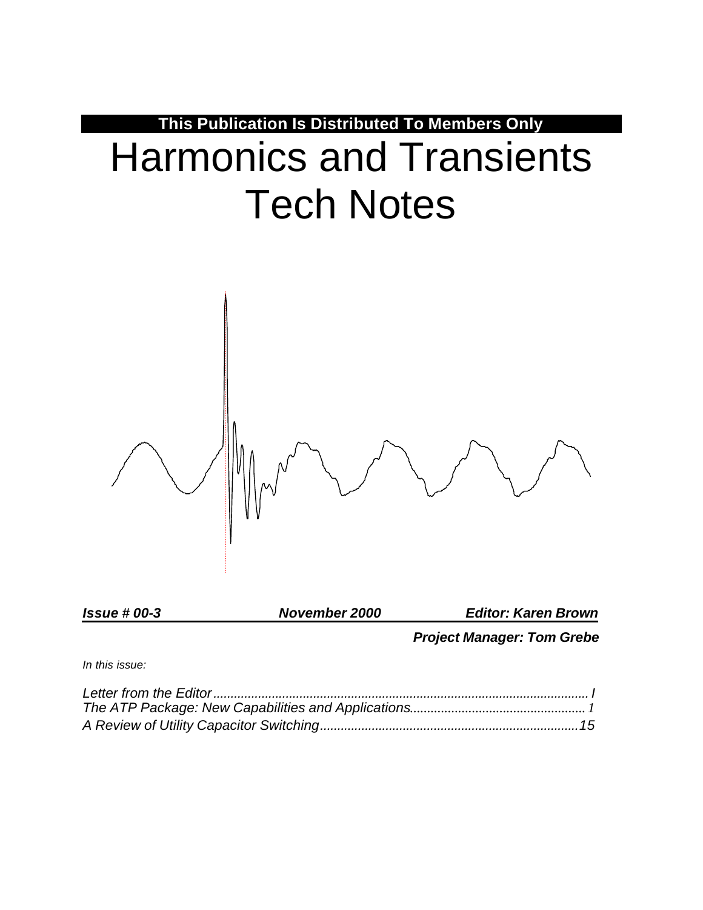**This Publication Is Distributed To Members Only**

# Harmonics and Transients Tech Notes

***Issue # 00-3*** ***November 2000*** ***Editor: Karen Brown***

***Project Manager: Tom Grebe***

*In this issue:*

*Letter from the Editor........................................................................................................ I*
*The ATP Package: New Capabilities and Applications.................................................. 1*
*A Review of Utility Capacitor Switching.........................................................................15*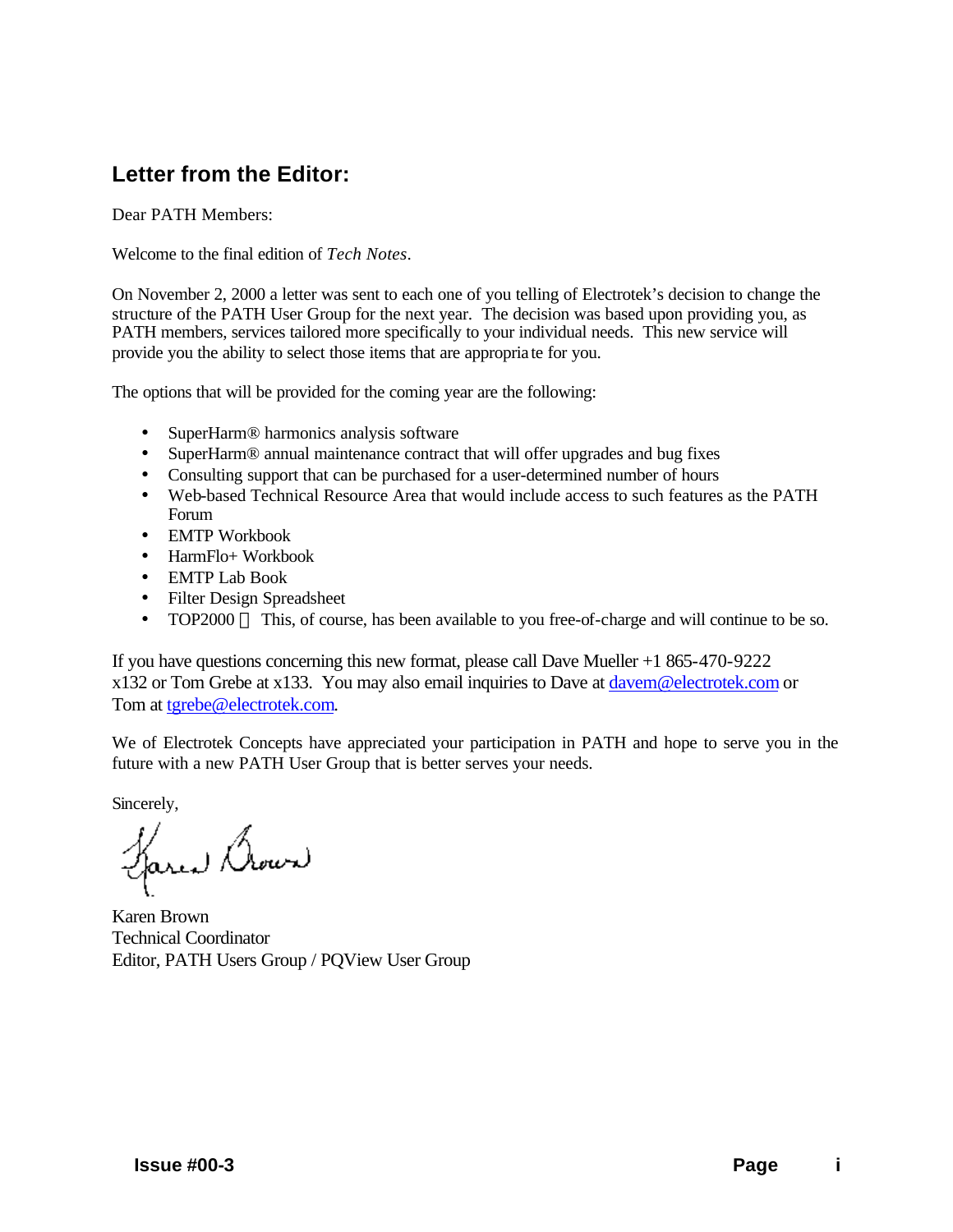## Letter from the Editor:

Dear PATH Members:

Welcome to the final edition of *Tech Notes*.

On November 2, 2000 a letter was sent to each one of you telling of Electrotek's decision to change the structure of the PATH User Group for the next year. The decision was based upon providing you, as PATH members, services tailored more specifically to your individual needs. This new service will provide you the ability to select those items that are appropriate for you.

The options that will be provided for the coming year are the following:

- SuperHarm® harmonics analysis software
- SuperHarm® annual maintenance contract that will offer upgrades and bug fixes
- Consulting support that can be purchased for a user-determined number of hours
- Web-based Technical Resource Area that would include access to such features as the PATH Forum
- EMTP Workbook
- HarmFlo+ Workbook
- EMTP Lab Book
- Filter Design Spreadsheet
- TOP2000 — This, of course, has been available to you free-of-charge and will continue to be so.

If you have questions concerning this new format, please call Dave Mueller +1 865-470-9222 x132 or Tom Grebe at x133. You may also email inquiries to Dave at davem@electrotek.com or Tom at tgrebe@electrotek.com.

We of Electrotek Concepts have appreciated your participation in PATH and hope to serve you in the future with a new PATH User Group that is better serves your needs.

Sincerely,

Karen Brown
Technical Coordinator
Editor, PATH Users Group / PQView User Group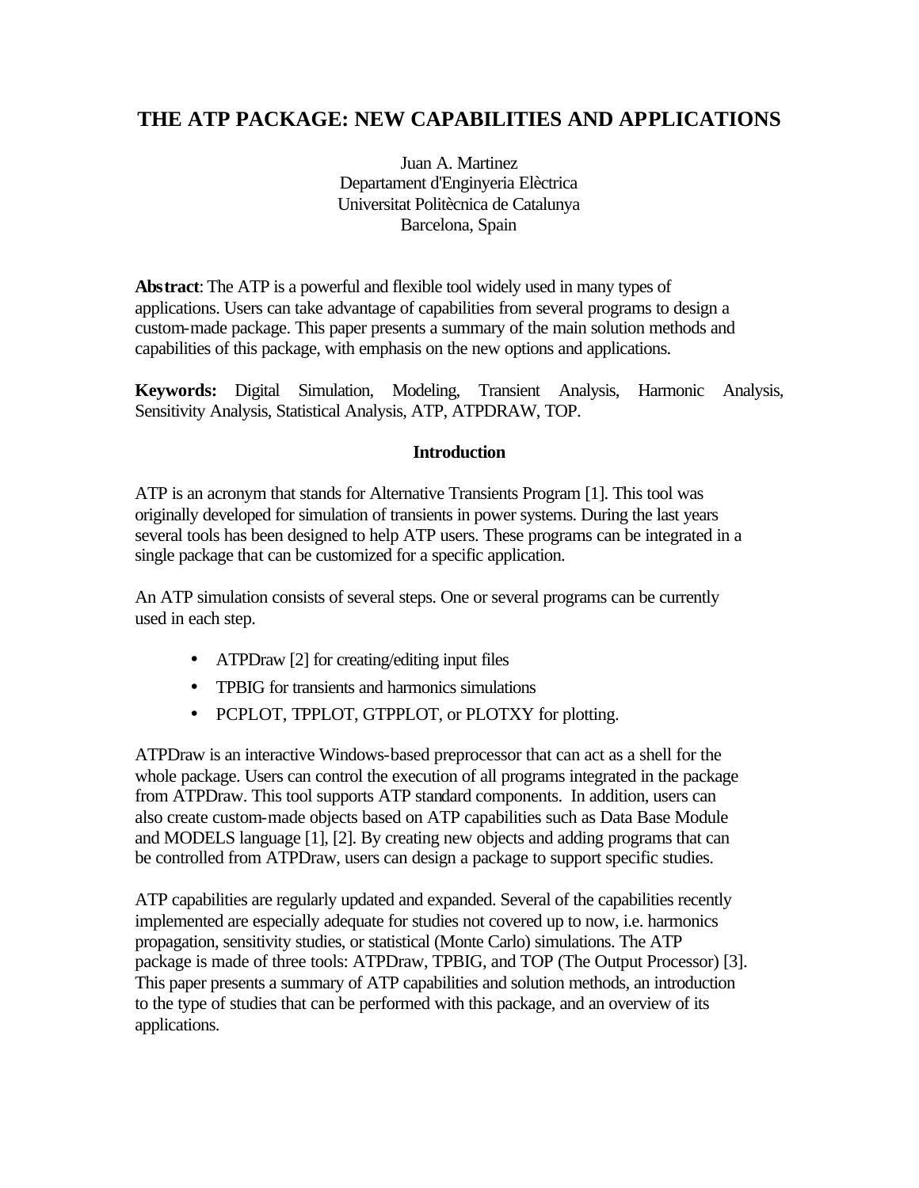# THE ATP PACKAGE: NEW CAPABILITIES AND APPLICATIONS

Juan A. Martinez
Departament d'Enginyeria Elèctrica
Universitat Politècnica de Catalunya
Barcelona, Spain

**Abstract**: The ATP is a powerful and flexible tool widely used in many types of applications. Users can take advantage of capabilities from several programs to design a custom-made package. This paper presents a summary of the main solution methods and capabilities of this package, with emphasis on the new options and applications.

**Keywords:** Digital Simulation, Modeling, Transient Analysis, Harmonic Analysis, Sensitivity Analysis, Statistical Analysis, ATP, ATPDRAW, TOP.

## Introduction

ATP is an acronym that stands for Alternative Transients Program [1]. This tool was originally developed for simulation of transients in power systems. During the last years several tools has been designed to help ATP users. These programs can be integrated in a single package that can be customized for a specific application.

An ATP simulation consists of several steps. One or several programs can be currently used in each step.

- ATPDraw [2] for creating/editing input files
- TPBIG for transients and harmonics simulations
- PCPLOT, TPPLOT, GTPPLOT, or PLOTXY for plotting.

ATPDraw is an interactive Windows-based preprocessor that can act as a shell for the whole package. Users can control the execution of all programs integrated in the package from ATPDraw. This tool supports ATP standard components. In addition, users can also create custom-made objects based on ATP capabilities such as Data Base Module and MODELS language [1], [2]. By creating new objects and adding programs that can be controlled from ATPDraw, users can design a package to support specific studies.

ATP capabilities are regularly updated and expanded. Several of the capabilities recently implemented are especially adequate for studies not covered up to now, i.e. harmonics propagation, sensitivity studies, or statistical (Monte Carlo) simulations. The ATP package is made of three tools: ATPDraw, TPBIG, and TOP (The Output Processor) [3]. This paper presents a summary of ATP capabilities and solution methods, an introduction to the type of studies that can be performed with this package, and an overview of its applications.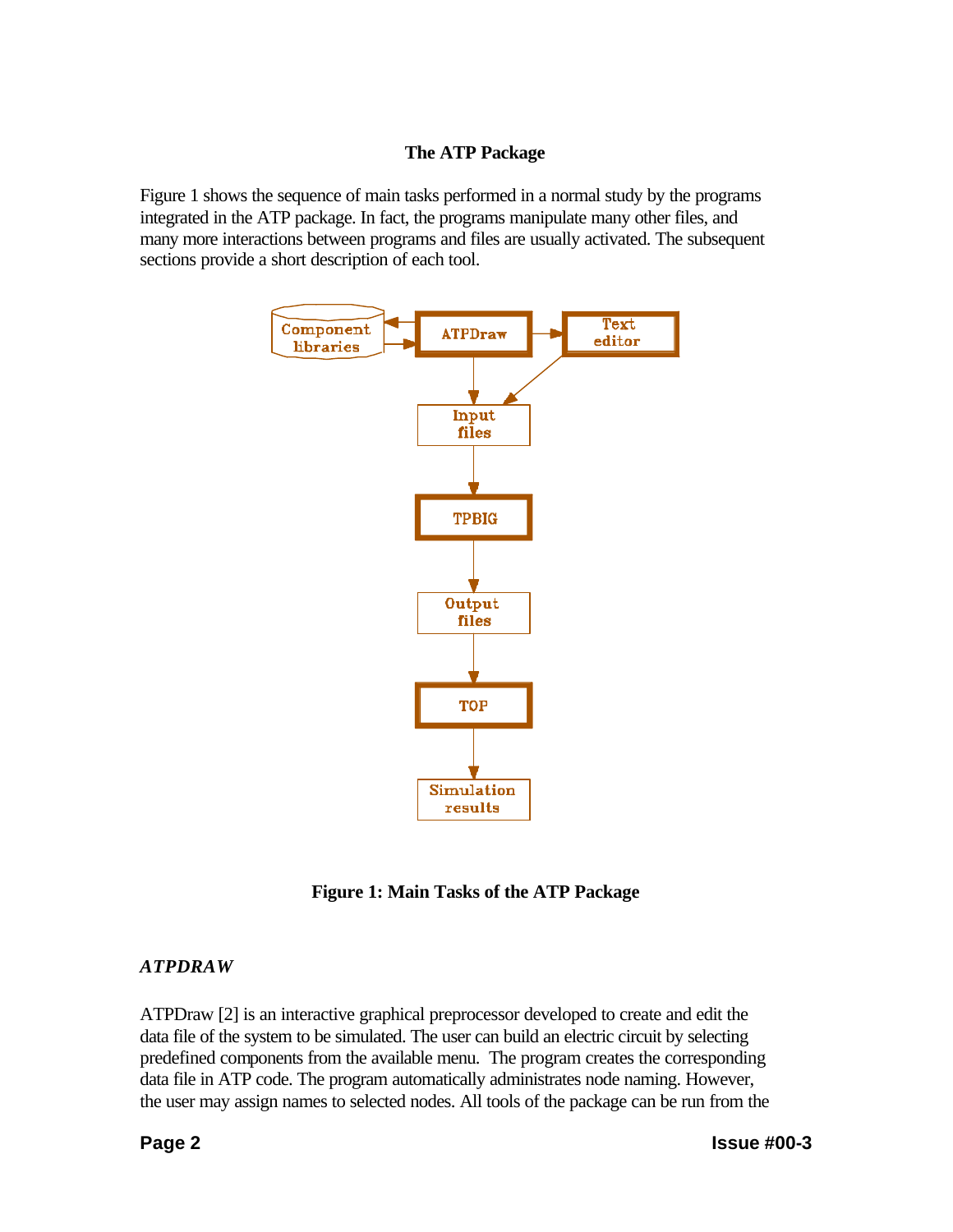## The ATP Package

Figure 1 shows the sequence of main tasks performed in a normal study by the programs integrated in the ATP package. In fact, the programs manipulate many other files, and many more interactions between programs and files are usually activated. The subsequent sections provide a short description of each tool.

**Figure 1: Main Tasks of the ATP Package**

### *ATPDRAW*

ATPDraw [2] is an interactive graphical preprocessor developed to create and edit the data file of the system to be simulated. The user can build an electric circuit by selecting predefined components from the available menu. The program creates the corresponding data file in ATP code. The program automatically administrates node naming. However, the user may assign names to selected nodes. All tools of the package can be run from the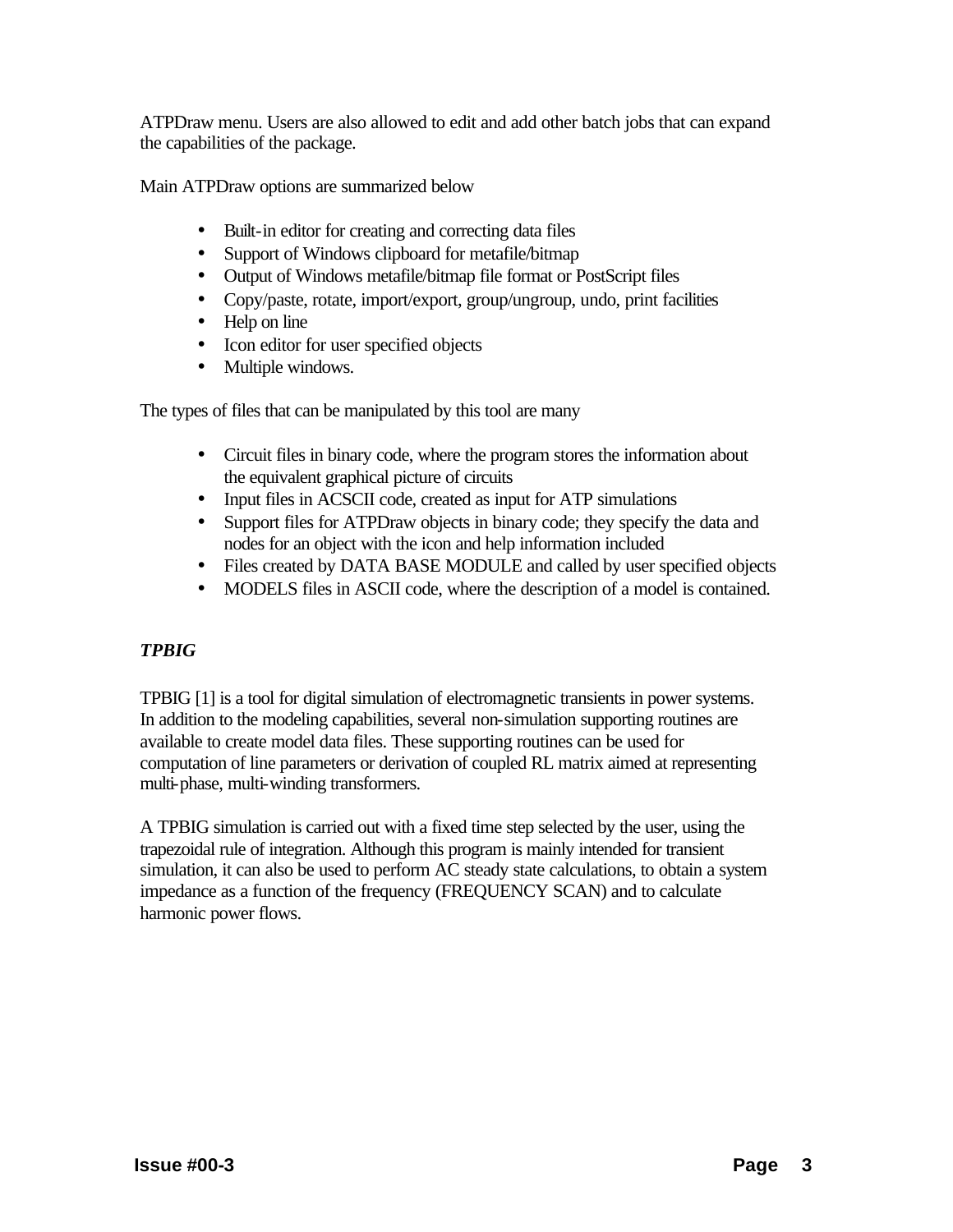ATPDraw menu. Users are also allowed to edit and add other batch jobs that can expand the capabilities of the package.

Main ATPDraw options are summarized below

- Built-in editor for creating and correcting data files
- Support of Windows clipboard for metafile/bitmap
- Output of Windows metafile/bitmap file format or PostScript files
- Copy/paste, rotate, import/export, group/ungroup, undo, print facilities
- Help on line
- Icon editor for user specified objects
- Multiple windows.

The types of files that can be manipulated by this tool are many

- Circuit files in binary code, where the program stores the information about the equivalent graphical picture of circuits
- Input files in ACSCII code, created as input for ATP simulations
- Support files for ATPDraw objects in binary code; they specify the data and nodes for an object with the icon and help information included
- Files created by DATA BASE MODULE and called by user specified objects
- MODELS files in ASCII code, where the description of a model is contained.

### *TPBIG*

TPBIG [1] is a tool for digital simulation of electromagnetic transients in power systems. In addition to the modeling capabilities, several non-simulation supporting routines are available to create model data files. These supporting routines can be used for computation of line parameters or derivation of coupled RL matrix aimed at representing multi-phase, multi-winding transformers.

A TPBIG simulation is carried out with a fixed time step selected by the user, using the trapezoidal rule of integration. Although this program is mainly intended for transient simulation, it can also be used to perform AC steady state calculations, to obtain a system impedance as a function of the frequency (FREQUENCY SCAN) and to calculate harmonic power flows.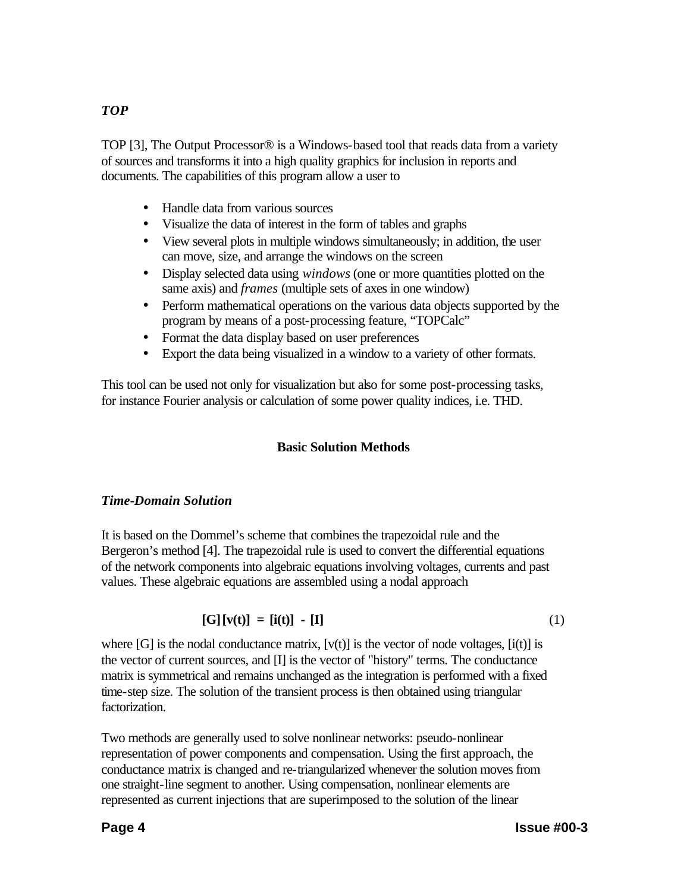### *TOP*

TOP [3], The Output Processor® is a Windows-based tool that reads data from a variety of sources and transforms it into a high quality graphics for inclusion in reports and documents. The capabilities of this program allow a user to

- Handle data from various sources
- Visualize the data of interest in the form of tables and graphs
- View several plots in multiple windows simultaneously; in addition, the user can move, size, and arrange the windows on the screen
- Display selected data using *windows* (one or more quantities plotted on the same axis) and *frames* (multiple sets of axes in one window)
- Perform mathematical operations on the various data objects supported by the program by means of a post-processing feature, "TOPCalc"
- Format the data display based on user preferences
- Export the data being visualized in a window to a variety of other formats.

This tool can be used not only for visualization but also for some post-processing tasks, for instance Fourier analysis or calculation of some power quality indices, i.e. THD.

## Basic Solution Methods

### *Time-Domain Solution*

It is based on the Dommel's scheme that combines the trapezoidal rule and the Bergeron's method [4]. The trapezoidal rule is used to convert the differential equations of the network components into algebraic equations involving voltages, currents and past values. These algebraic equations are assembled using a nodal approach

$$[\mathbf{G}][\mathbf{v(t)}] = [\mathbf{i(t)}] - [\mathbf{I}] \tag{1}$$

where [G] is the nodal conductance matrix, [v(t)] is the vector of node voltages, [i(t)] is the vector of current sources, and [I] is the vector of "history" terms. The conductance matrix is symmetrical and remains unchanged as the integration is performed with a fixed time-step size. The solution of the transient process is then obtained using triangular factorization.

Two methods are generally used to solve nonlinear networks: pseudo-nonlinear representation of power components and compensation. Using the first approach, the conductance matrix is changed and re-triangularized whenever the solution moves from one straight-line segment to another. Using compensation, nonlinear elements are represented as current injections that are superimposed to the solution of the linear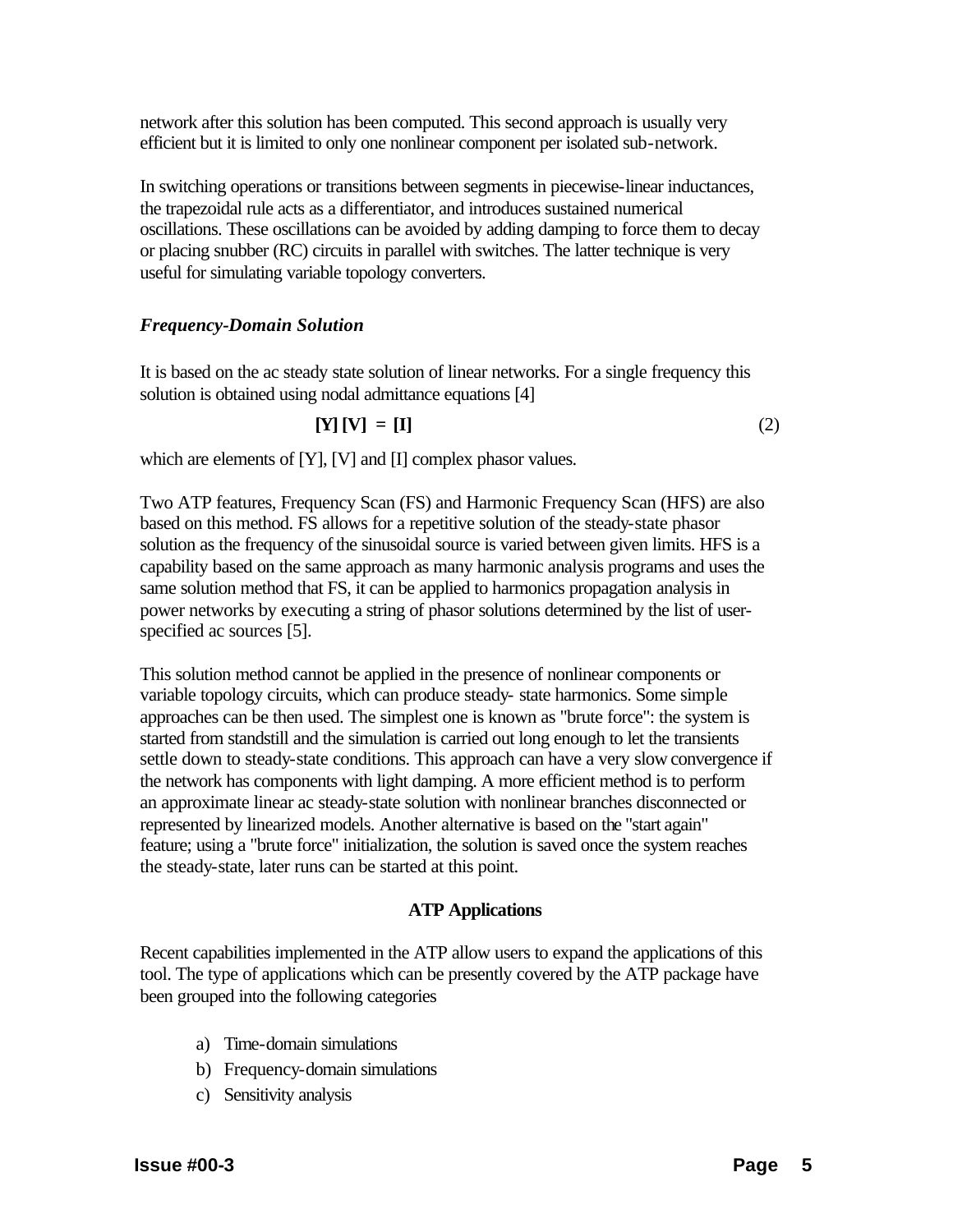network after this solution has been computed. This second approach is usually very efficient but it is limited to only one nonlinear component per isolated sub-network.

In switching operations or transitions between segments in piecewise-linear inductances, the trapezoidal rule acts as a differentiator, and introduces sustained numerical oscillations. These oscillations can be avoided by adding damping to force them to decay or placing snubber (RC) circuits in parallel with switches. The latter technique is very useful for simulating variable topology converters.

### *Frequency-Domain Solution*

It is based on the ac steady state solution of linear networks. For a single frequency this solution is obtained using nodal admittance equations [4]

$$[\mathbf{Y}]\,[\mathbf{V}] = [\mathbf{I}] \tag{2}$$

which are elements of [Y], [V] and [I] complex phasor values.

Two ATP features, Frequency Scan (FS) and Harmonic Frequency Scan (HFS) are also based on this method. FS allows for a repetitive solution of the steady-state phasor solution as the frequency of the sinusoidal source is varied between given limits. HFS is a capability based on the same approach as many harmonic analysis programs and uses the same solution method that FS, it can be applied to harmonics propagation analysis in power networks by executing a string of phasor solutions determined by the list of user-specified ac sources [5].

This solution method cannot be applied in the presence of nonlinear components or variable topology circuits, which can produce steady- state harmonics. Some simple approaches can be then used. The simplest one is known as "brute force": the system is started from standstill and the simulation is carried out long enough to let the transients settle down to steady-state conditions. This approach can have a very slow convergence if the network has components with light damping. A more efficient method is to perform an approximate linear ac steady-state solution with nonlinear branches disconnected or represented by linearized models. Another alternative is based on the "start again" feature; using a "brute force" initialization, the solution is saved once the system reaches the steady-state, later runs can be started at this point.

## ATP Applications

Recent capabilities implemented in the ATP allow users to expand the applications of this tool. The type of applications which can be presently covered by the ATP package have been grouped into the following categories

a) Time-domain simulations
b) Frequency-domain simulations
c) Sensitivity analysis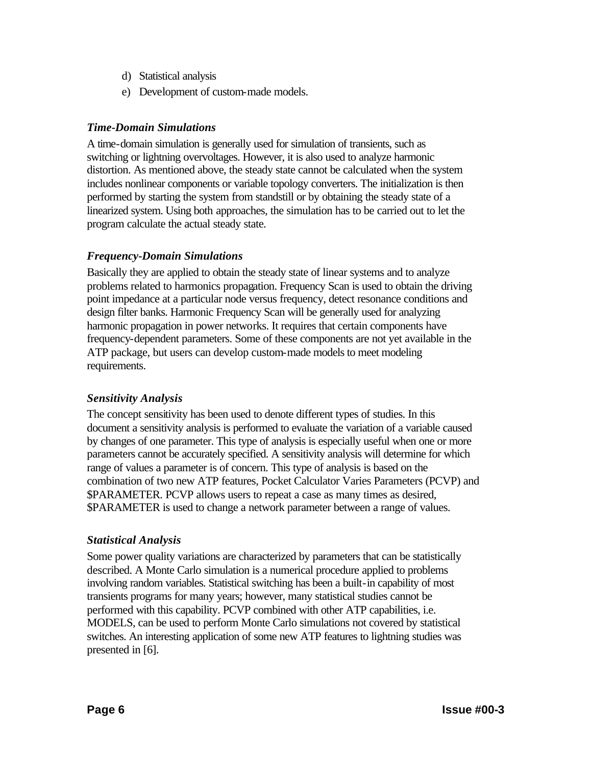d) Statistical analysis
e) Development of custom-made models.

### *Time-Domain Simulations*

A time-domain simulation is generally used for simulation of transients, such as switching or lightning overvoltages. However, it is also used to analyze harmonic distortion. As mentioned above, the steady state cannot be calculated when the system includes nonlinear components or variable topology converters. The initialization is then performed by starting the system from standstill or by obtaining the steady state of a linearized system. Using both approaches, the simulation has to be carried out to let the program calculate the actual steady state.

### *Frequency-Domain Simulations*

Basically they are applied to obtain the steady state of linear systems and to analyze problems related to harmonics propagation. Frequency Scan is used to obtain the driving point impedance at a particular node versus frequency, detect resonance conditions and design filter banks. Harmonic Frequency Scan will be generally used for analyzing harmonic propagation in power networks. It requires that certain components have frequency-dependent parameters. Some of these components are not yet available in the ATP package, but users can develop custom-made models to meet modeling requirements.

### *Sensitivity Analysis*

The concept sensitivity has been used to denote different types of studies. In this document a sensitivity analysis is performed to evaluate the variation of a variable caused by changes of one parameter. This type of analysis is especially useful when one or more parameters cannot be accurately specified. A sensitivity analysis will determine for which range of values a parameter is of concern. This type of analysis is based on the combination of two new ATP features, Pocket Calculator Varies Parameters (PCVP) and $PARAMETER. PCVP allows users to repeat a case as many times as desired, $PARAMETER is used to change a network parameter between a range of values.

### *Statistical Analysis*

Some power quality variations are characterized by parameters that can be statistically described. A Monte Carlo simulation is a numerical procedure applied to problems involving random variables. Statistical switching has been a built-in capability of most transients programs for many years; however, many statistical studies cannot be performed with this capability. PCVP combined with other ATP capabilities, i.e. MODELS, can be used to perform Monte Carlo simulations not covered by statistical switches. An interesting application of some new ATP features to lightning studies was presented in [6].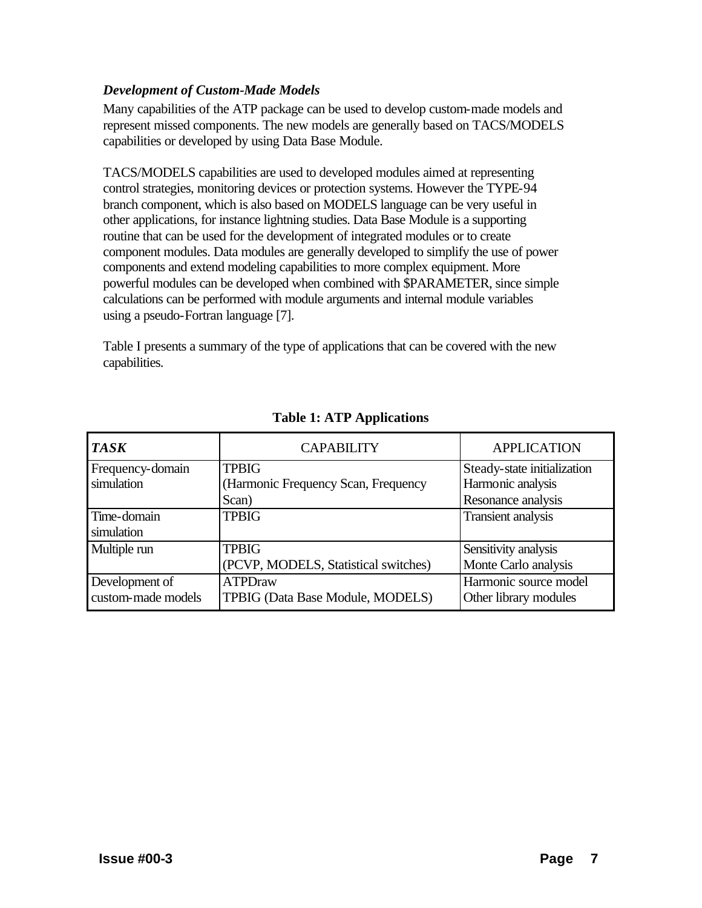### *Development of Custom-Made Models*

Many capabilities of the ATP package can be used to develop custom-made models and represent missed components. The new models are generally based on TACS/MODELS capabilities or developed by using Data Base Module.

TACS/MODELS capabilities are used to developed modules aimed at representing control strategies, monitoring devices or protection systems. However the TYPE-94 branch component, which is also based on MODELS language can be very useful in other applications, for instance lightning studies. Data Base Module is a supporting routine that can be used for the development of integrated modules or to create component modules. Data modules are generally developed to simplify the use of power components and extend modeling capabilities to more complex equipment. More powerful modules can be developed when combined with $PARAMETER, since simple calculations can be performed with module arguments and internal module variables using a pseudo-Fortran language [7].

Table I presents a summary of the type of applications that can be covered with the new capabilities.

**Table 1: ATP Applications**

| ***TASK*** | CAPABILITY | APPLICATION |
| --- | --- | --- |
| Frequency-domain simulation | TPBIG (Harmonic Frequency Scan, Frequency Scan) | Steady-state initialization<br>Harmonic analysis<br>Resonance analysis |
| Time-domain simulation | TPBIG | Transient analysis |
| Multiple run | TPBIG (PCVP, MODELS, Statistical switches) | Sensitivity analysis<br>Monte Carlo analysis |
| Development of custom-made models | ATPDraw<br>TPBIG (Data Base Module, MODELS) | Harmonic source model<br>Other library modules |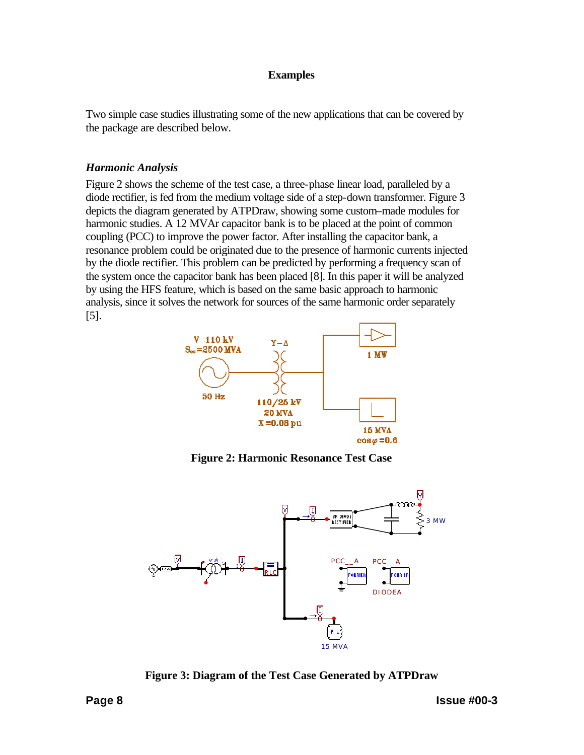## Examples

Two simple case studies illustrating some of the new applications that can be covered by the package are described below.

### *Harmonic Analysis*

Figure 2 shows the scheme of the test case, a three-phase linear load, paralleled by a diode rectifier, is fed from the medium voltage side of a step-down transformer. Figure 3 depicts the diagram generated by ATPDraw, showing some custom–made modules for harmonic studies. A 12 MVAr capacitor bank is to be placed at the point of common coupling (PCC) to improve the power factor. After installing the capacitor bank, a resonance problem could be originated due to the presence of harmonic currents injected by the diode rectifier. This problem can be predicted by performing a frequency scan of the system once the capacitor bank has been placed [8]. In this paper it will be analyzed by using the HFS feature, which is based on the same basic approach to harmonic analysis, since it solves the network for sources of the same harmonic order separately [5].

**Figure 2: Harmonic Resonance Test Case**

**Figure 3: Diagram of the Test Case Generated by ATPDraw**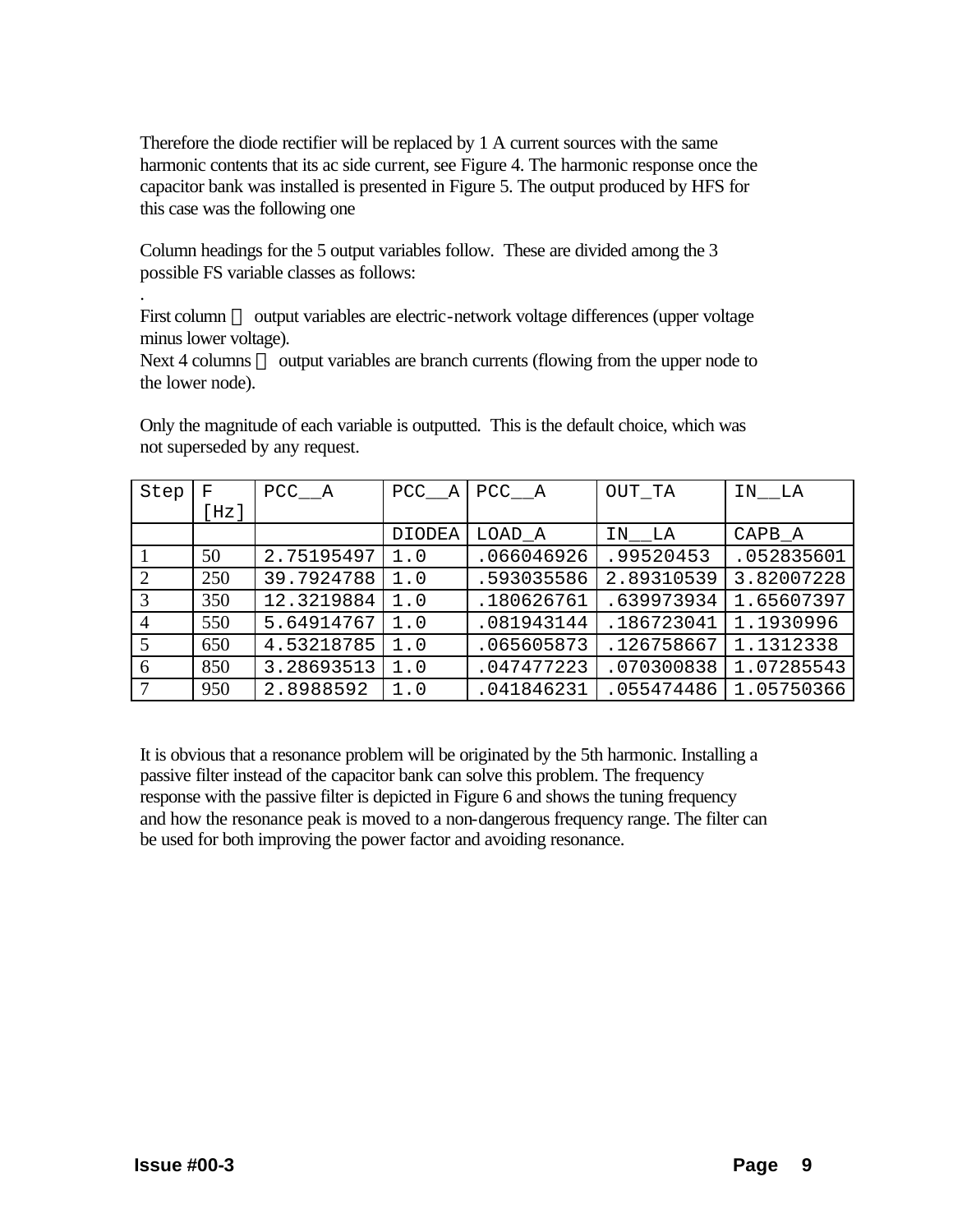Therefore the diode rectifier will be replaced by 1 A current sources with the same harmonic contents that its ac side current, see Figure 4. The harmonic response once the capacitor bank was installed is presented in Figure 5. The output produced by HFS for this case was the following one

Column headings for the 5 output variables follow. These are divided among the 3 possible FS variable classes as follows:

.

First column  output variables are electric-network voltage differences (upper voltage minus lower voltage).

Next 4 columns  output variables are branch currents (flowing from the upper node to the lower node).

Only the magnitude of each variable is outputted. This is the default choice, which was not superseded by any request.

| Step | F [Hz] | PCC__A | PCC__A | PCC__A | OUT_TA | IN__LA |
|---|---|---|---|---|---|---|
| | | | DIODEA | LOAD_A | IN__LA | CAPB_A |
| 1 | 50 | 2.75195497 | 1.0 | .066046926 | .99520453 | .052835601 |
| 2 | 250 | 39.7924788 | 1.0 | .593035586 | 2.89310539 | 3.82007228 |
| 3 | 350 | 12.3219884 | 1.0 | .180626761 | .639973934 | 1.65607397 |
| 4 | 550 | 5.64914767 | 1.0 | .081943144 | .186723041 | 1.1930996 |
| 5 | 650 | 4.53218785 | 1.0 | .065605873 | .126758667 | 1.1312338 |
| 6 | 850 | 3.28693513 | 1.0 | .047477223 | .070300838 | 1.07285543 |
| 7 | 950 | 2.8988592 | 1.0 | .041846231 | .055474486 | 1.05750366 |

It is obvious that a resonance problem will be originated by the 5th harmonic. Installing a passive filter instead of the capacitor bank can solve this problem. The frequency response with the passive filter is depicted in Figure 6 and shows the tuning frequency and how the resonance peak is moved to a non-dangerous frequency range. The filter can be used for both improving the power factor and avoiding resonance.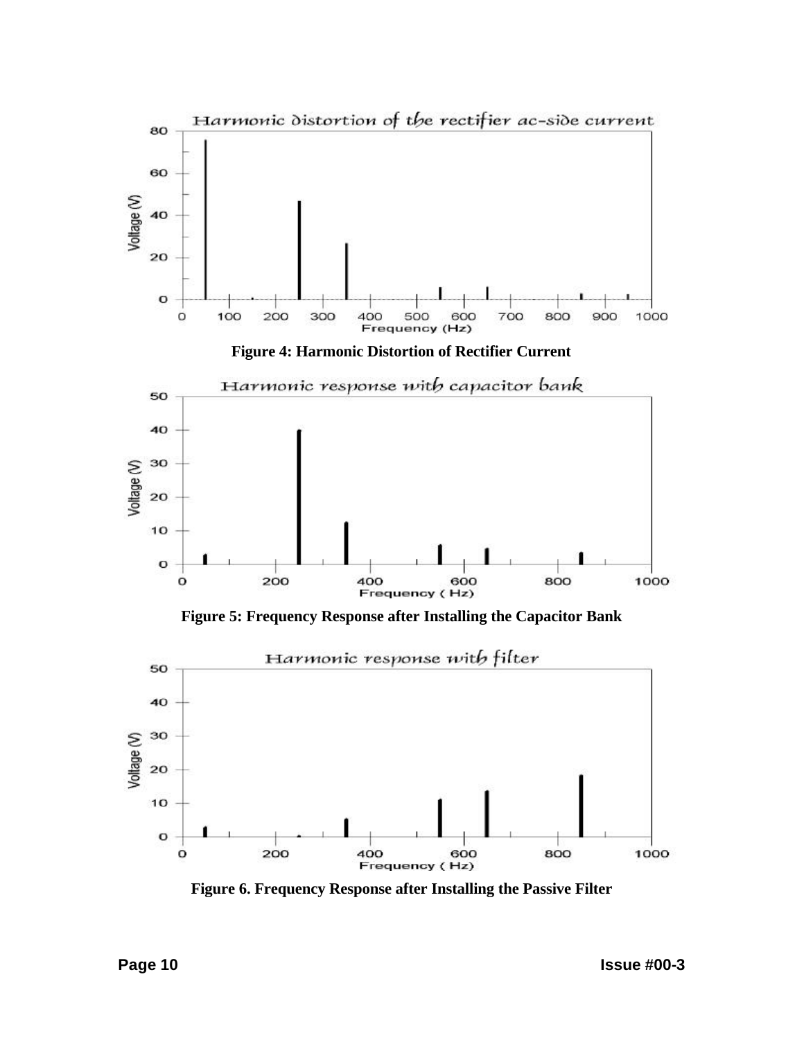Figure 4: Harmonic Distortion of Rectifier Current

Figure 5: Frequency Response after Installing the Capacitor Bank

Figure 6. Frequency Response after Installing the Passive Filter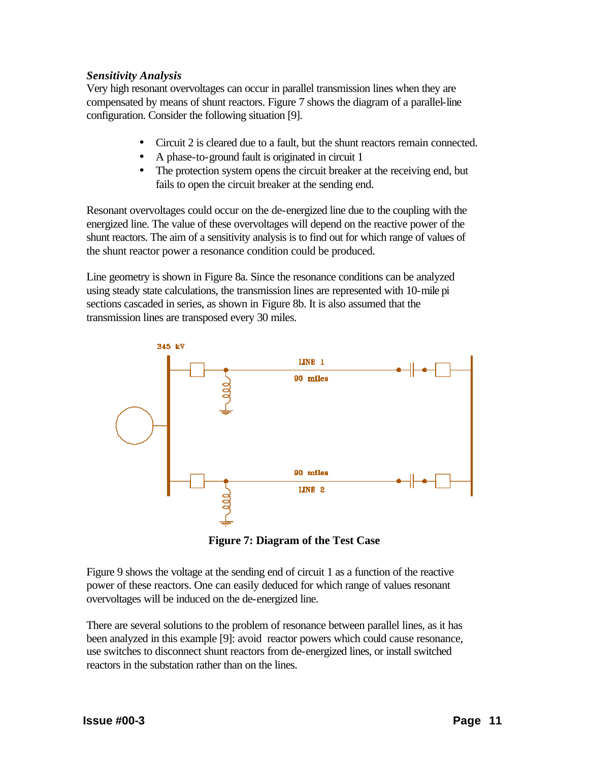***Sensitivity Analysis***

Very high resonant overvoltages can occur in parallel transmission lines when they are compensated by means of shunt reactors. Figure 7 shows the diagram of a parallel-line configuration. Consider the following situation [9].

- Circuit 2 is cleared due to a fault, but the shunt reactors remain connected.
- A phase-to-ground fault is originated in circuit 1
- The protection system opens the circuit breaker at the receiving end, but fails to open the circuit breaker at the sending end.

Resonant overvoltages could occur on the de-energized line due to the coupling with the energized line. The value of these overvoltages will depend on the reactive power of the shunt reactors. The aim of a sensitivity analysis is to find out for which range of values of the shunt reactor power a resonance condition could be produced.

Line geometry is shown in Figure 8a. Since the resonance conditions can be analyzed using steady state calculations, the transmission lines are represented with 10-mile pi sections cascaded in series, as shown in Figure 8b. It is also assumed that the transmission lines are transposed every 30 miles.

345 kV

LINE 1

90 miles

90 miles

LINE 2

**Figure 7: Diagram of the Test Case**

Figure 9 shows the voltage at the sending end of circuit 1 as a function of the reactive power of these reactors. One can easily deduced for which range of values resonant overvoltages will be induced on the de-energized line.

There are several solutions to the problem of resonance between parallel lines, as it has been analyzed in this example [9]: avoid reactor powers which could cause resonance, use switches to disconnect shunt reactors from de-energized lines, or install switched reactors in the substation rather than on the lines.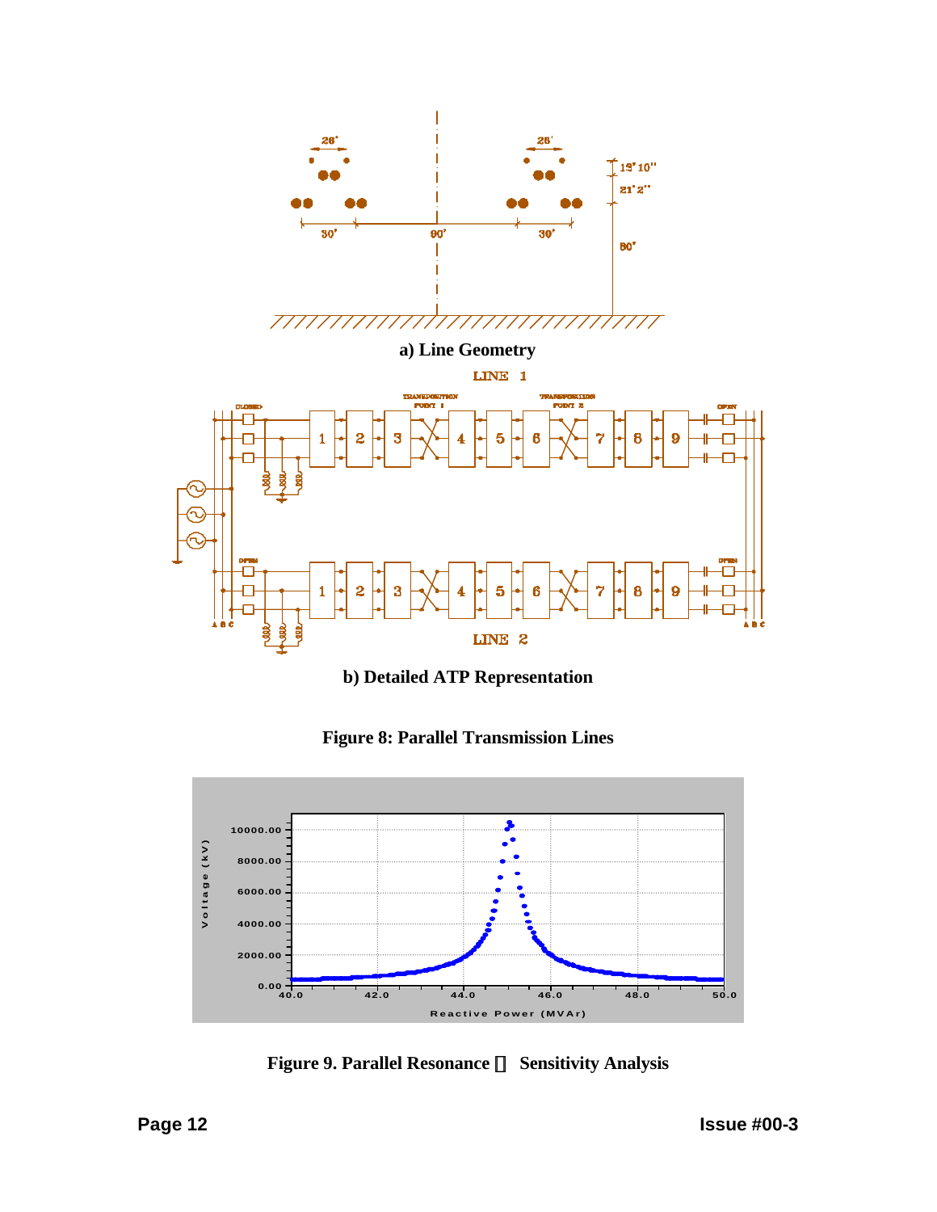a) Line Geometry

b) Detailed ATP Representation

**Figure 8: Parallel Transmission Lines**

**Figure 9. Parallel Resonance  Sensitivity Analysis**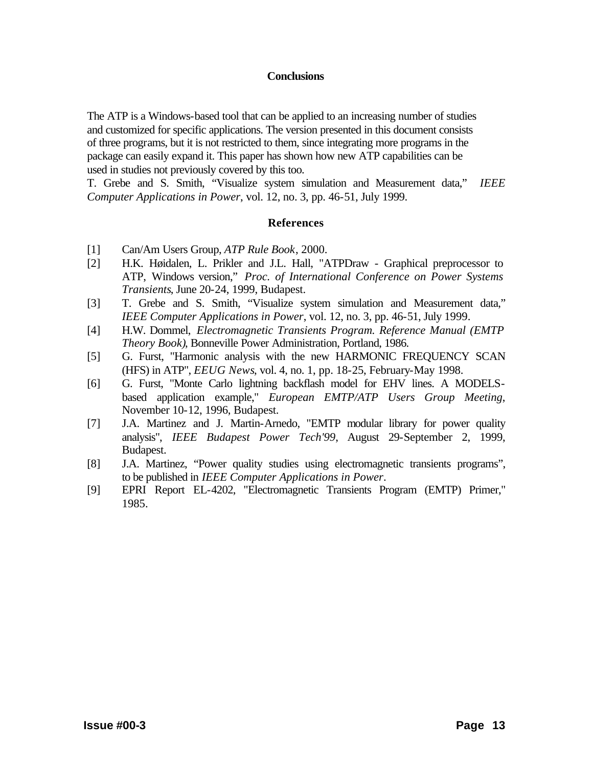## Conclusions

The ATP is a Windows-based tool that can be applied to an increasing number of studies and customized for specific applications. The version presented in this document consists of three programs, but it is not restricted to them, since integrating more programs in the package can easily expand it. This paper has shown how new ATP capabilities can be used in studies not previously covered by this too.
T. Grebe and S. Smith, "Visualize system simulation and Measurement data," *IEEE Computer Applications in Power*, vol. 12, no. 3, pp. 46-51, July 1999.

## References

[1] Can/Am Users Group, *ATP Rule Book*, 2000.

[2] H.K. Høidalen, L. Prikler and J.L. Hall, "ATPDraw - Graphical preprocessor to ATP, Windows version," *Proc. of International Conference on Power Systems Transients*, June 20-24, 1999, Budapest.

[3] T. Grebe and S. Smith, "Visualize system simulation and Measurement data," *IEEE Computer Applications in Power*, vol. 12, no. 3, pp. 46-51, July 1999.

[4] H.W. Dommel, *Electromagnetic Transients Program. Reference Manual (EMTP Theory Book)*, Bonneville Power Administration, Portland, 1986.

[5] G. Furst, "Harmonic analysis with the new HARMONIC FREQUENCY SCAN (HFS) in ATP", *EEUG News*, vol. 4, no. 1, pp. 18-25, February-May 1998.

[6] G. Furst, "Monte Carlo lightning backflash model for EHV lines. A MODELS-based application example," *European EMTP/ATP Users Group Meeting*, November 10-12, 1996, Budapest.

[7] J.A. Martinez and J. Martin-Arnedo, "EMTP modular library for power quality analysis", *IEEE Budapest Power Tech'99*, August 29-September 2, 1999, Budapest.

[8] J.A. Martinez, "Power quality studies using electromagnetic transients programs", to be published in *IEEE Computer Applications in Power*.

[9] EPRI Report EL-4202, "Electromagnetic Transients Program (EMTP) Primer," 1985.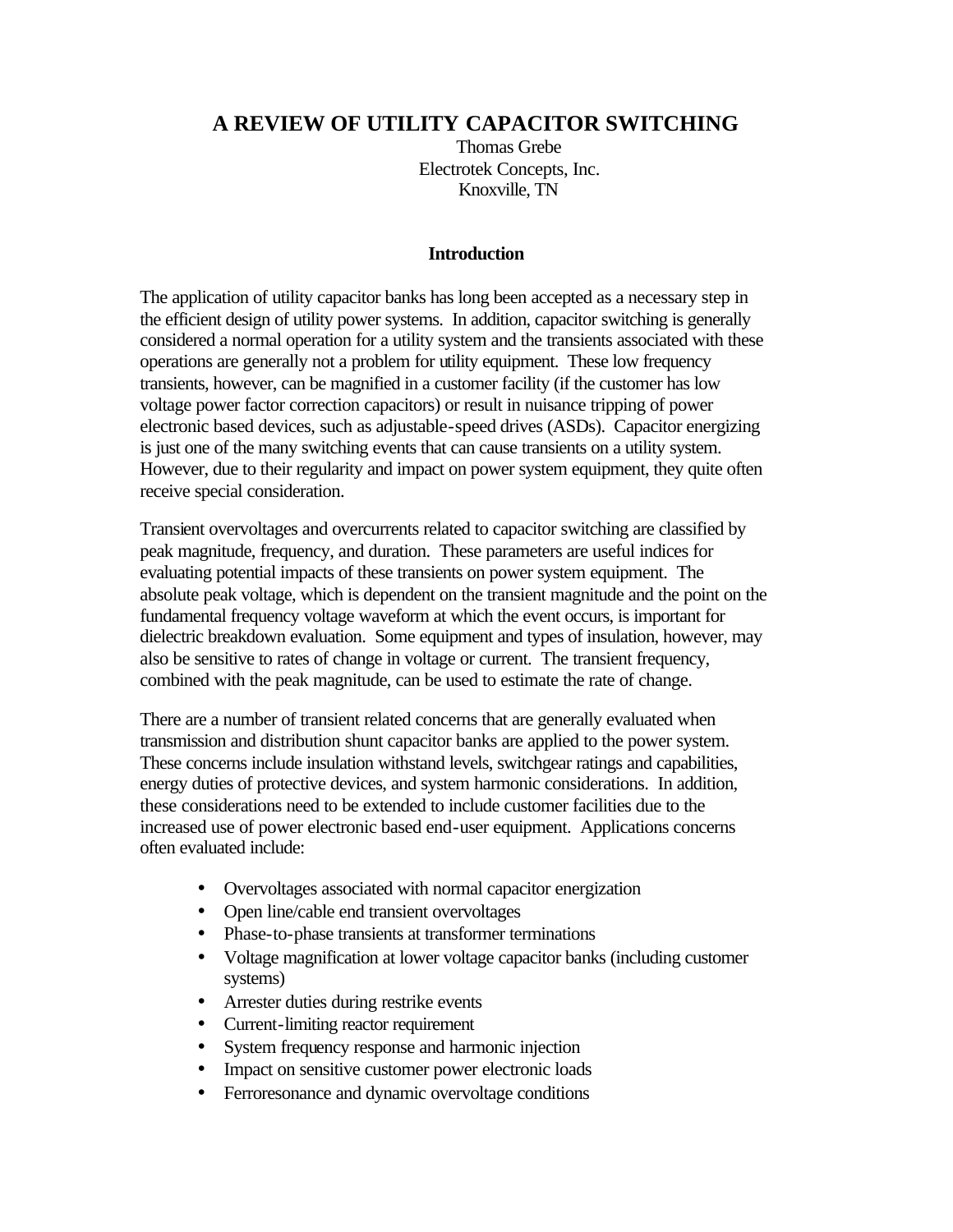# A REVIEW OF UTILITY CAPACITOR SWITCHING

Thomas Grebe
Electrotek Concepts, Inc.
Knoxville, TN

## Introduction

The application of utility capacitor banks has long been accepted as a necessary step in the efficient design of utility power systems. In addition, capacitor switching is generally considered a normal operation for a utility system and the transients associated with these operations are generally not a problem for utility equipment. These low frequency transients, however, can be magnified in a customer facility (if the customer has low voltage power factor correction capacitors) or result in nuisance tripping of power electronic based devices, such as adjustable-speed drives (ASDs). Capacitor energizing is just one of the many switching events that can cause transients on a utility system. However, due to their regularity and impact on power system equipment, they quite often receive special consideration.

Transient overvoltages and overcurrents related to capacitor switching are classified by peak magnitude, frequency, and duration. These parameters are useful indices for evaluating potential impacts of these transients on power system equipment. The absolute peak voltage, which is dependent on the transient magnitude and the point on the fundamental frequency voltage waveform at which the event occurs, is important for dielectric breakdown evaluation. Some equipment and types of insulation, however, may also be sensitive to rates of change in voltage or current. The transient frequency, combined with the peak magnitude, can be used to estimate the rate of change.

There are a number of transient related concerns that are generally evaluated when transmission and distribution shunt capacitor banks are applied to the power system. These concerns include insulation withstand levels, switchgear ratings and capabilities, energy duties of protective devices, and system harmonic considerations. In addition, these considerations need to be extended to include customer facilities due to the increased use of power electronic based end-user equipment. Applications concerns often evaluated include:

- Overvoltages associated with normal capacitor energization
- Open line/cable end transient overvoltages
- Phase-to-phase transients at transformer terminations
- Voltage magnification at lower voltage capacitor banks (including customer systems)
- Arrester duties during restrike events
- Current-limiting reactor requirement
- System frequency response and harmonic injection
- Impact on sensitive customer power electronic loads
- Ferroresonance and dynamic overvoltage conditions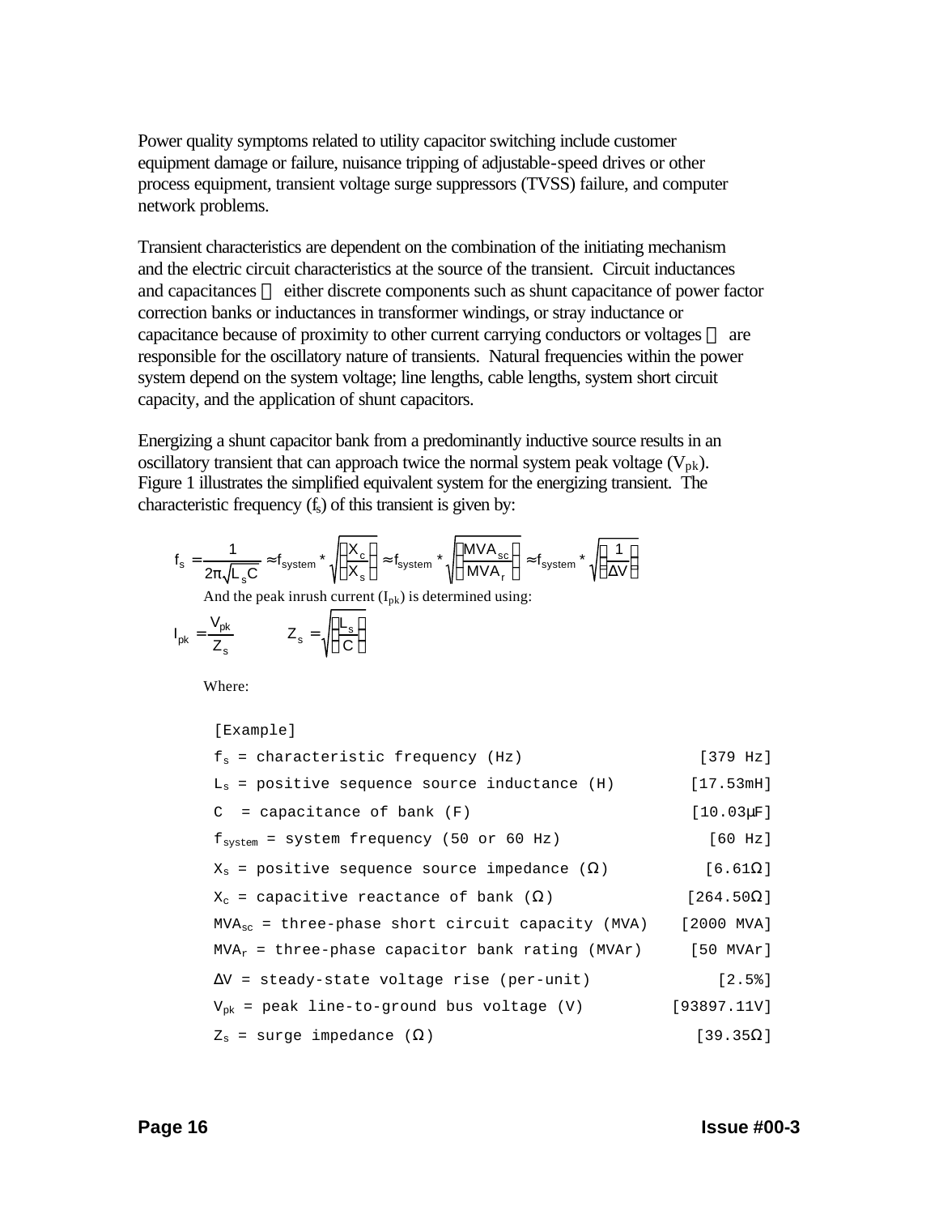Power quality symptoms related to utility capacitor switching include customer equipment damage or failure, nuisance tripping of adjustable-speed drives or other process equipment, transient voltage surge suppressors (TVSS) failure, and computer network problems.

Transient characteristics are dependent on the combination of the initiating mechanism and the electric circuit characteristics at the source of the transient. Circuit inductances and capacitances — either discrete components such as shunt capacitance of power factor correction banks or inductances in transformer windings, or stray inductance or capacitance because of proximity to other current carrying conductors or voltages — are responsible for the oscillatory nature of transients. Natural frequencies within the power system depend on the system voltage; line lengths, cable lengths, system short circuit capacity, and the application of shunt capacitors.

Energizing a shunt capacitor bank from a predominantly inductive source results in an oscillatory transient that can approach twice the normal system peak voltage ($V_{pk}$). Figure 1 illustrates the simplified equivalent system for the energizing transient. The characteristic frequency ($f_s$) of this transient is given by:

$$f_s = \frac{1}{2\pi\sqrt{L_s C}} \approx f_{system} * \sqrt{\left(\frac{X_c}{X_s}\right)} \approx f_{system} * \sqrt{\left(\frac{MVA_{sc}}{MVA_r}\right)} \approx f_{system} * \sqrt{\left(\frac{1}{\Delta V}\right)}$$

And the peak inrush current ($I_{pk}$) is determined using:

$$I_{pk} = \frac{V_{pk}}{Z_s} \qquad Z_s = \sqrt{\left(\frac{L_s}{C}\right)}$$

Where:

| | [Example] |
|---|---|
| $f_s$ = characteristic frequency (Hz) | [379 Hz] |
| $L_s$ = positive sequence source inductance (H) | [17.53mH] |
| $C$ = capacitance of bank (F) | [10.03µF] |
| $f_{system}$ = system frequency (50 or 60 Hz) | [60 Hz] |
| $X_s$ = positive sequence source impedance (Ω) | [6.61Ω] |
| $X_c$ = capacitive reactance of bank (Ω) | [264.50Ω] |
| $MVA_{sc}$ = three-phase short circuit capacity (MVA) | [2000 MVA] |
| $MVA_r$ = three-phase capacitor bank rating (MVAr) | [50 MVAr] |
| $\Delta V$ = steady-state voltage rise (per-unit) | [2.5%] |
| $V_{pk}$ = peak line-to-ground bus voltage (V) | [93897.11V] |
| $Z_s$ = surge impedance (Ω) | [39.35Ω] |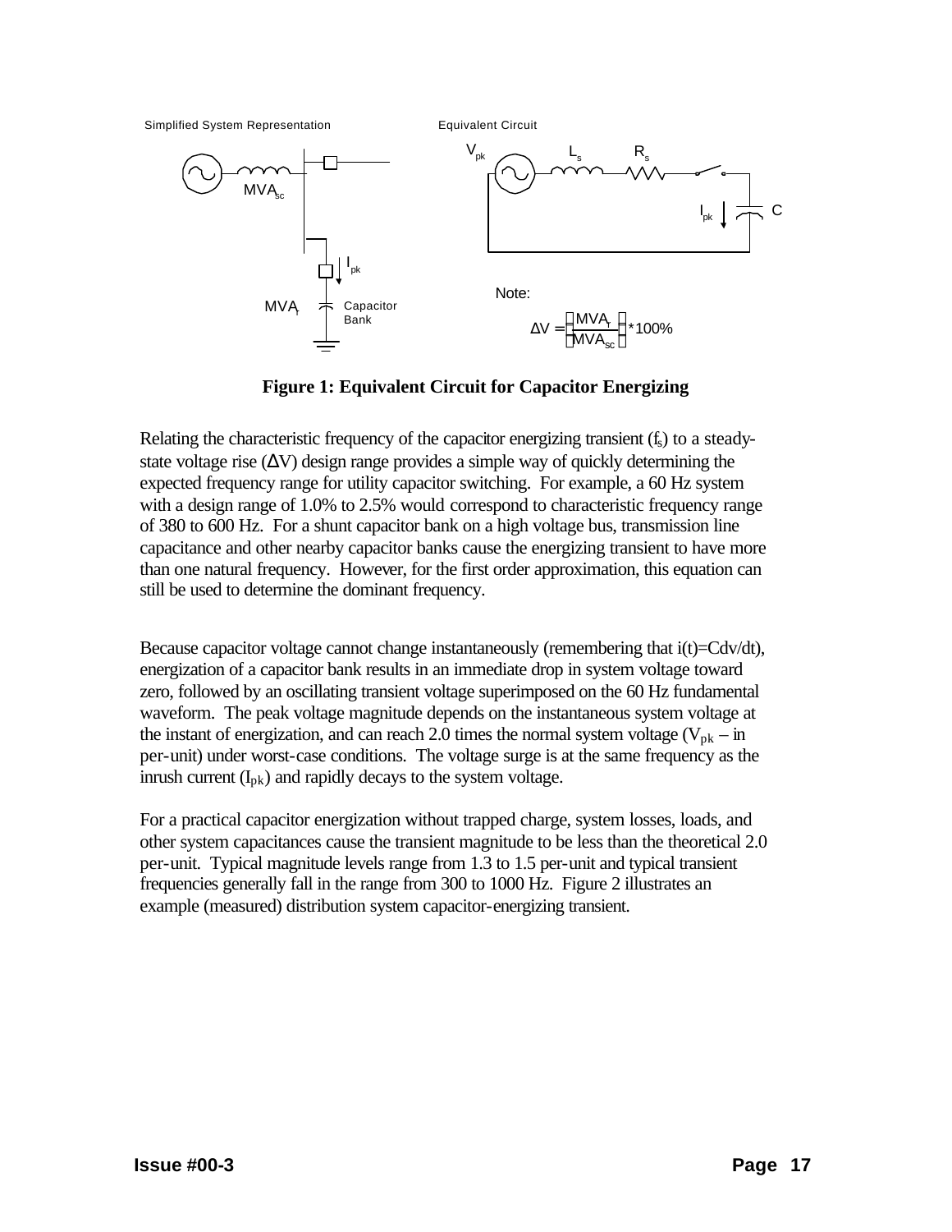Simplified System Representation

Equivalent Circuit

$V_{pk}$ $L_s$ $R_s$

$I_{pk}$ C

$MVA_{sc}$

$I_{pk}$

$MVA_r$ Capacitor Bank

Note:

$$\Delta V = \left(\frac{MVA_r}{MVA_{sc}}\right) * 100\%$$

**Figure 1: Equivalent Circuit for Capacitor Energizing**

Relating the characteristic frequency of the capacitor energizing transient ($f_s$) to a steady-state voltage rise ($\Delta V$) design range provides a simple way of quickly determining the expected frequency range for utility capacitor switching. For example, a 60 Hz system with a design range of 1.0% to 2.5% would correspond to characteristic frequency range of 380 to 600 Hz. For a shunt capacitor bank on a high voltage bus, transmission line capacitance and other nearby capacitor banks cause the energizing transient to have more than one natural frequency. However, for the first order approximation, this equation can still be used to determine the dominant frequency.

Because capacitor voltage cannot change instantaneously (remembering that $i(t)=Cdv/dt$), energization of a capacitor bank results in an immediate drop in system voltage toward zero, followed by an oscillating transient voltage superimposed on the 60 Hz fundamental waveform. The peak voltage magnitude depends on the instantaneous system voltage at the instant of energization, and can reach 2.0 times the normal system voltage ($V_{pk}$ – in per-unit) under worst-case conditions. The voltage surge is at the same frequency as the inrush current ($I_{pk}$) and rapidly decays to the system voltage.

For a practical capacitor energization without trapped charge, system losses, loads, and other system capacitances cause the transient magnitude to be less than the theoretical 2.0 per-unit. Typical magnitude levels range from 1.3 to 1.5 per-unit and typical transient frequencies generally fall in the range from 300 to 1000 Hz. Figure 2 illustrates an example (measured) distribution system capacitor-energizing transient.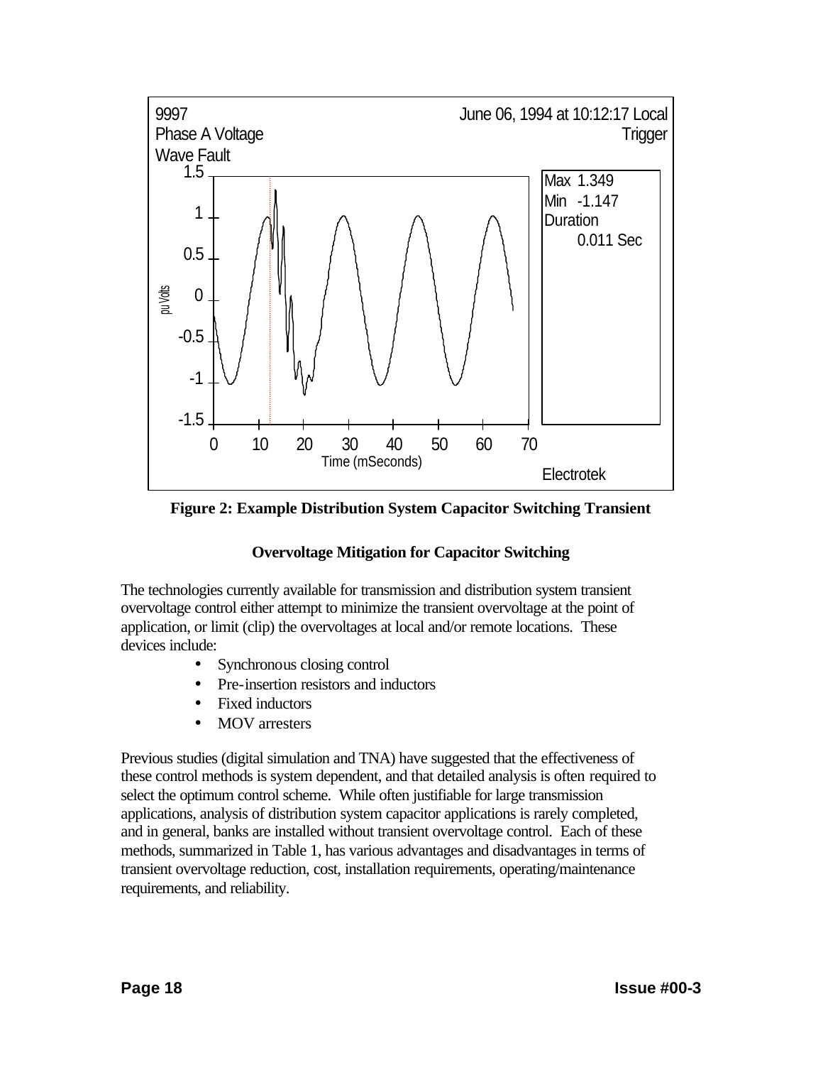**Figure 2: Example Distribution System Capacitor Switching Transient**

**Overvoltage Mitigation for Capacitor Switching**

The technologies currently available for transmission and distribution system transient overvoltage control either attempt to minimize the transient overvoltage at the point of application, or limit (clip) the overvoltages at local and/or remote locations. These devices include:

- Synchronous closing control
- Pre-insertion resistors and inductors
- Fixed inductors
- MOV arresters

Previous studies (digital simulation and TNA) have suggested that the effectiveness of these control methods is system dependent, and that detailed analysis is often required to select the optimum control scheme. While often justifiable for large transmission applications, analysis of distribution system capacitor applications is rarely completed, and in general, banks are installed without transient overvoltage control. Each of these methods, summarized in Table 1, has various advantages and disadvantages in terms of transient overvoltage reduction, cost, installation requirements, operating/maintenance requirements, and reliability.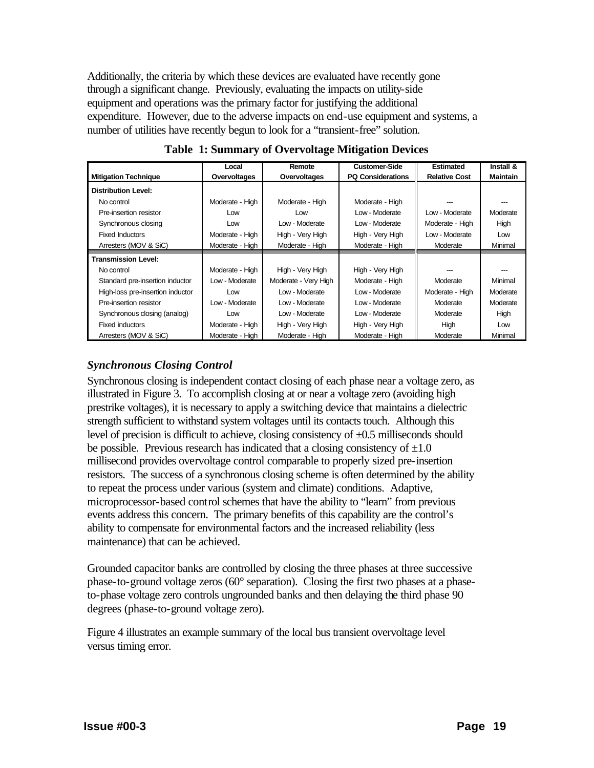Additionally, the criteria by which these devices are evaluated have recently gone through a significant change. Previously, evaluating the impacts on utility-side equipment and operations was the primary factor for justifying the additional expenditure. However, due to the adverse impacts on end-use equipment and systems, a number of utilities have recently begun to look for a "transient-free" solution.

**Table 1: Summary of Overvoltage Mitigation Devices**

| Mitigation Technique | Local Overvoltages | Remote Overvoltages | Customer-Side PQ Considerations | Estimated Relative Cost | Install & Maintain |
|---|---|---|---|---|---|
| **Distribution Level:** | | | | | |
| No control | Moderate - High | Moderate - High | Moderate - High | --- | --- |
| Pre-insertion resistor | Low | Low | Low - Moderate | Low - Moderate | Moderate |
| Synchronous closing | Low | Low - Moderate | Low - Moderate | Moderate - High | High |
| Fixed Inductors | Moderate - High | High - Very High | High - Very High | Low - Moderate | Low |
| Arresters (MOV & SiC) | Moderate - High | Moderate - High | Moderate - High | Moderate | Minimal |
| **Transmission Level:** | | | | | |
| No control | Moderate - High | High - Very High | High - Very High | --- | --- |
| Standard pre-insertion inductor | Low - Moderate | Moderate - Very High | Moderate - High | Moderate | Minimal |
| High-loss pre-insertion inductor | Low | Low - Moderate | Low - Moderate | Moderate - High | Moderate |
| Pre-insertion resistor | Low - Moderate | Low - Moderate | Low - Moderate | Moderate | Moderate |
| Synchronous closing (analog) | Low | Low - Moderate | Low - Moderate | Moderate | High |
| Fixed inductors | Moderate - High | High - Very High | High - Very High | High | Low |
| Arresters (MOV & SiC) | Moderate - High | Moderate - High | Moderate - High | Moderate | Minimal |

### *Synchronous Closing Control*

Synchronous closing is independent contact closing of each phase near a voltage zero, as illustrated in Figure 3. To accomplish closing at or near a voltage zero (avoiding high prestrike voltages), it is necessary to apply a switching device that maintains a dielectric strength sufficient to withstand system voltages until its contacts touch. Although this level of precision is difficult to achieve, closing consistency of ±0.5 milliseconds should be possible. Previous research has indicated that a closing consistency of ±1.0 millisecond provides overvoltage control comparable to properly sized pre-insertion resistors. The success of a synchronous closing scheme is often determined by the ability to repeat the process under various (system and climate) conditions. Adaptive, microprocessor-based control schemes that have the ability to "learn" from previous events address this concern. The primary benefits of this capability are the control's ability to compensate for environmental factors and the increased reliability (less maintenance) that can be achieved.

Grounded capacitor banks are controlled by closing the three phases at three successive phase-to-ground voltage zeros (60° separation). Closing the first two phases at a phase-to-phase voltage zero controls ungrounded banks and then delaying the third phase 90 degrees (phase-to-ground voltage zero).

Figure 4 illustrates an example summary of the local bus transient overvoltage level versus timing error.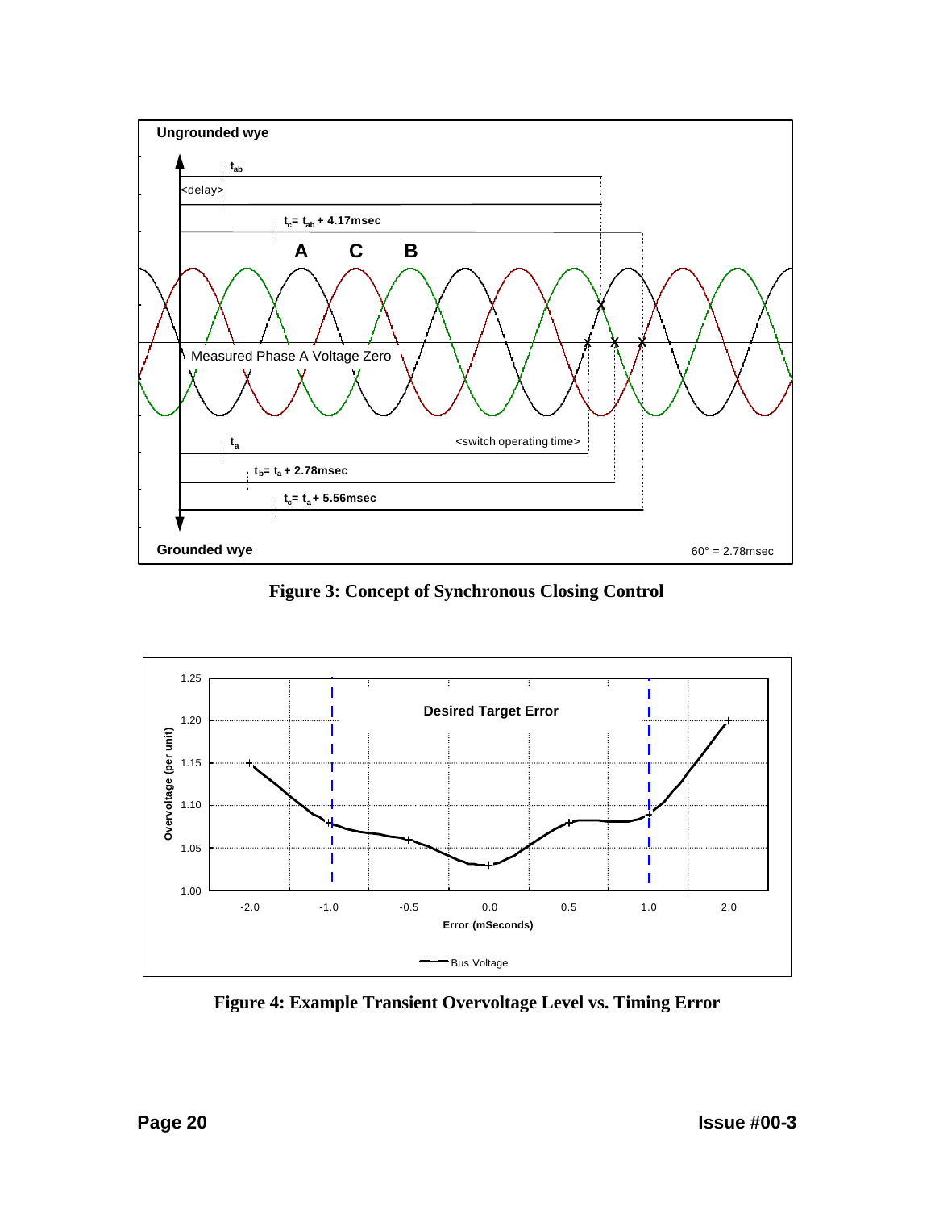Figure 3: Concept of Synchronous Closing Control

Figure 4: Example Transient Overvoltage Level vs. Timing Error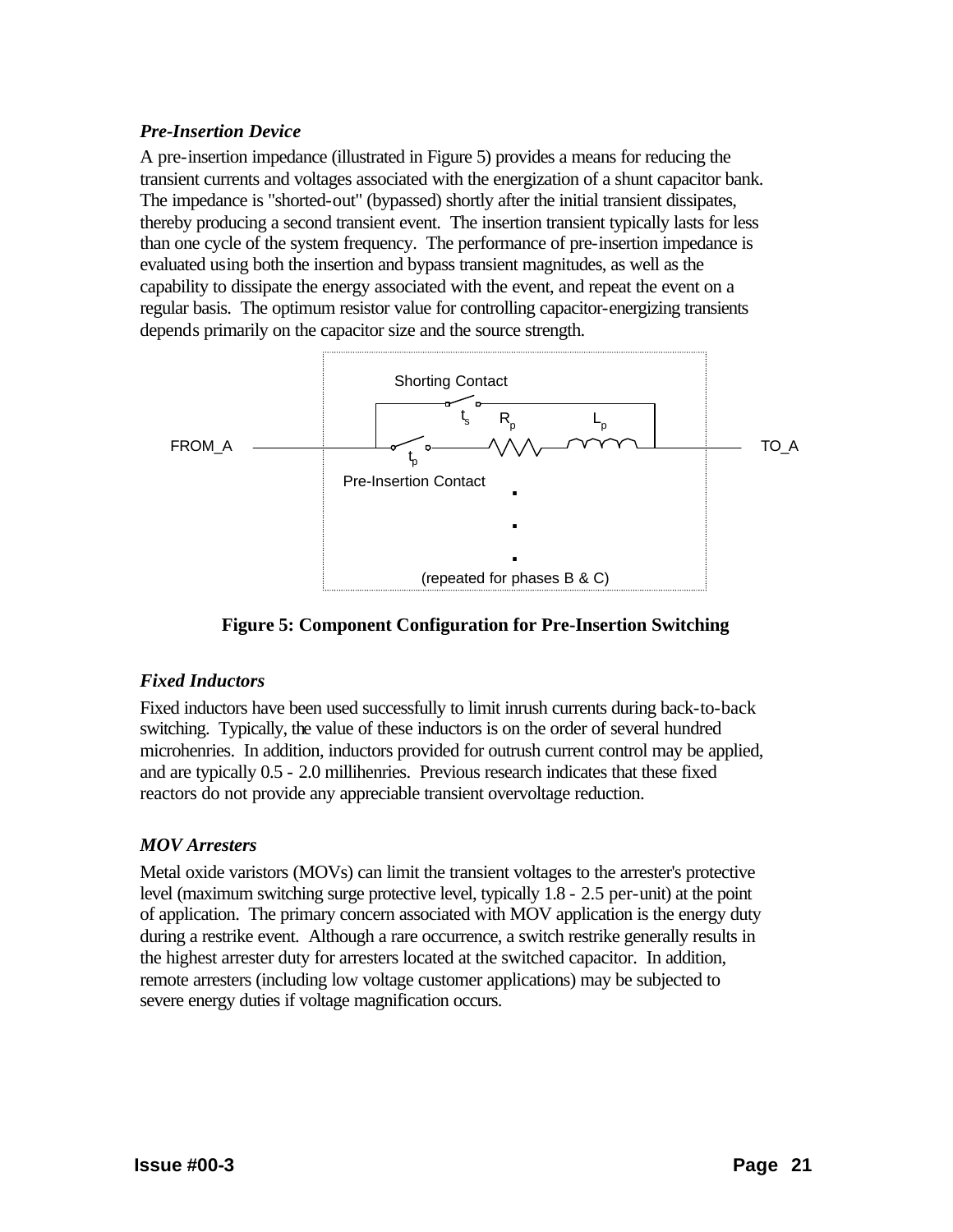### *Pre-Insertion Device*

A pre-insertion impedance (illustrated in Figure 5) provides a means for reducing the transient currents and voltages associated with the energization of a shunt capacitor bank. The impedance is "shorted-out" (bypassed) shortly after the initial transient dissipates, thereby producing a second transient event. The insertion transient typically lasts for less than one cycle of the system frequency. The performance of pre-insertion impedance is evaluated using both the insertion and bypass transient magnitudes, as well as the capability to dissipate the energy associated with the event, and repeat the event on a regular basis. The optimum resistor value for controlling capacitor-energizing transients depends primarily on the capacitor size and the source strength.

Shorting Contact

$t_s$ $R_p$ $L_p$

FROM_A TO_A

$t_p$

Pre-Insertion Contact

(repeated for phases B & C)

**Figure 5: Component Configuration for Pre-Insertion Switching**

### *Fixed Inductors*

Fixed inductors have been used successfully to limit inrush currents during back-to-back switching. Typically, the value of these inductors is on the order of several hundred microhenries. In addition, inductors provided for outrush current control may be applied, and are typically 0.5 - 2.0 millihenries. Previous research indicates that these fixed reactors do not provide any appreciable transient overvoltage reduction.

### *MOV Arresters*

Metal oxide varistors (MOVs) can limit the transient voltages to the arrester's protective level (maximum switching surge protective level, typically 1.8 - 2.5 per-unit) at the point of application. The primary concern associated with MOV application is the energy duty during a restrike event. Although a rare occurrence, a switch restrike generally results in the highest arrester duty for arresters located at the switched capacitor. In addition, remote arresters (including low voltage customer applications) may be subjected to severe energy duties if voltage magnification occurs.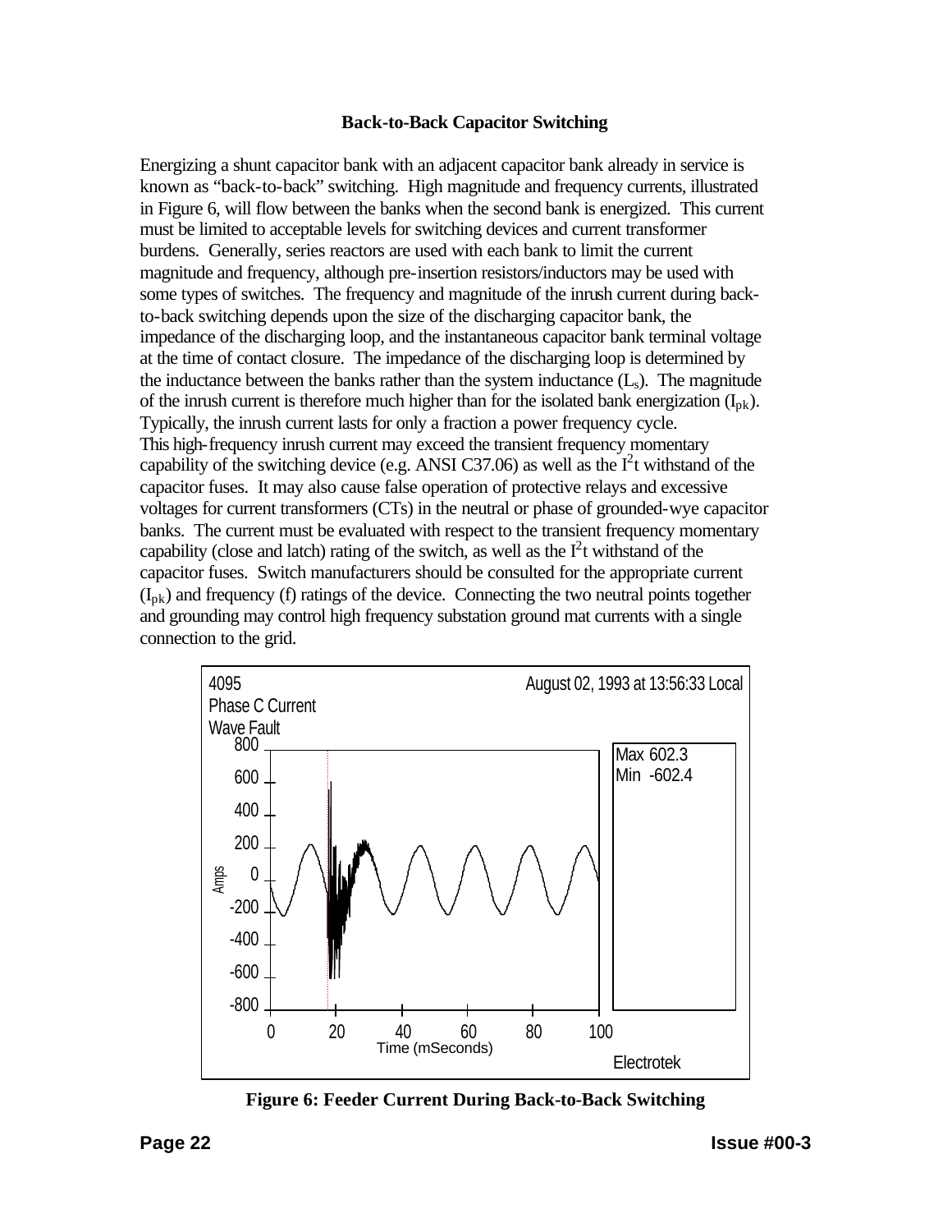### Back-to-Back Capacitor Switching

Energizing a shunt capacitor bank with an adjacent capacitor bank already in service is known as "back-to-back" switching. High magnitude and frequency currents, illustrated in Figure 6, will flow between the banks when the second bank is energized. This current must be limited to acceptable levels for switching devices and current transformer burdens. Generally, series reactors are used with each bank to limit the current magnitude and frequency, although pre-insertion resistors/inductors may be used with some types of switches. The frequency and magnitude of the inrush current during back-to-back switching depends upon the size of the discharging capacitor bank, the impedance of the discharging loop, and the instantaneous capacitor bank terminal voltage at the time of contact closure. The impedance of the discharging loop is determined by the inductance between the banks rather than the system inductance ($L_s$). The magnitude of the inrush current is therefore much higher than for the isolated bank energization ($I_{pk}$). Typically, the inrush current lasts for only a fraction a power frequency cycle.
This high-frequency inrush current may exceed the transient frequency momentary capability of the switching device (e.g. ANSI C37.06) as well as the $I^2t$ withstand of the capacitor fuses. It may also cause false operation of protective relays and excessive voltages for current transformers (CTs) in the neutral or phase of grounded-wye capacitor banks. The current must be evaluated with respect to the transient frequency momentary capability (close and latch) rating of the switch, as well as the $I^2t$ withstand of the capacitor fuses. Switch manufacturers should be consulted for the appropriate current ($I_{pk}$) and frequency (f) ratings of the device. Connecting the two neutral points together and grounding may control high frequency substation ground mat currents with a single connection to the grid.

4095
Phase C Current
Wave Fault

August 02, 1993 at 13:56:33 Local

Max 602.3
Min -602.4

Amps

Time (mSeconds)

Electrotek

**Figure 6: Feeder Current During Back-to-Back Switching**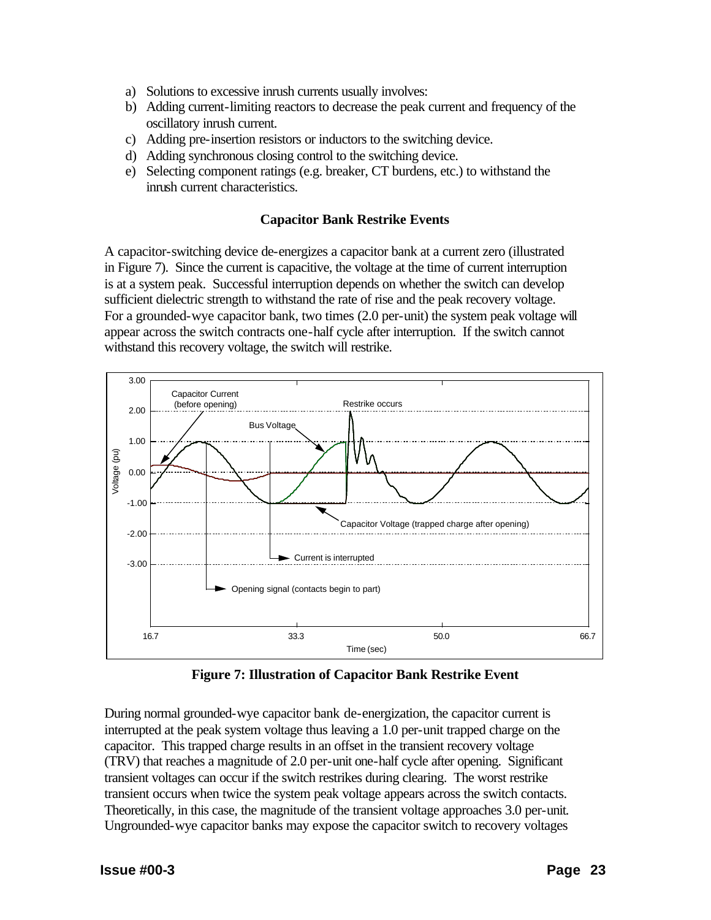a) Solutions to excessive inrush currents usually involves:
b) Adding current-limiting reactors to decrease the peak current and frequency of the oscillatory inrush current.
c) Adding pre-insertion resistors or inductors to the switching device.
d) Adding synchronous closing control to the switching device.
e) Selecting component ratings (e.g. breaker, CT burdens, etc.) to withstand the inrush current characteristics.

### Capacitor Bank Restrike Events

A capacitor-switching device de-energizes a capacitor bank at a current zero (illustrated in Figure 7). Since the current is capacitive, the voltage at the time of current interruption is at a system peak. Successful interruption depends on whether the switch can develop sufficient dielectric strength to withstand the rate of rise and the peak recovery voltage. For a grounded-wye capacitor bank, two times (2.0 per-unit) the system peak voltage will appear across the switch contracts one-half cycle after interruption. If the switch cannot withstand this recovery voltage, the switch will restrike.

**Figure 7: Illustration of Capacitor Bank Restrike Event**

During normal grounded-wye capacitor bank de-energization, the capacitor current is interrupted at the peak system voltage thus leaving a 1.0 per-unit trapped charge on the capacitor. This trapped charge results in an offset in the transient recovery voltage (TRV) that reaches a magnitude of 2.0 per-unit one-half cycle after opening. Significant transient voltages can occur if the switch restrikes during clearing. The worst restrike transient occurs when twice the system peak voltage appears across the switch contacts. Theoretically, in this case, the magnitude of the transient voltage approaches 3.0 per-unit. Ungrounded-wye capacitor banks may expose the capacitor switch to recovery voltages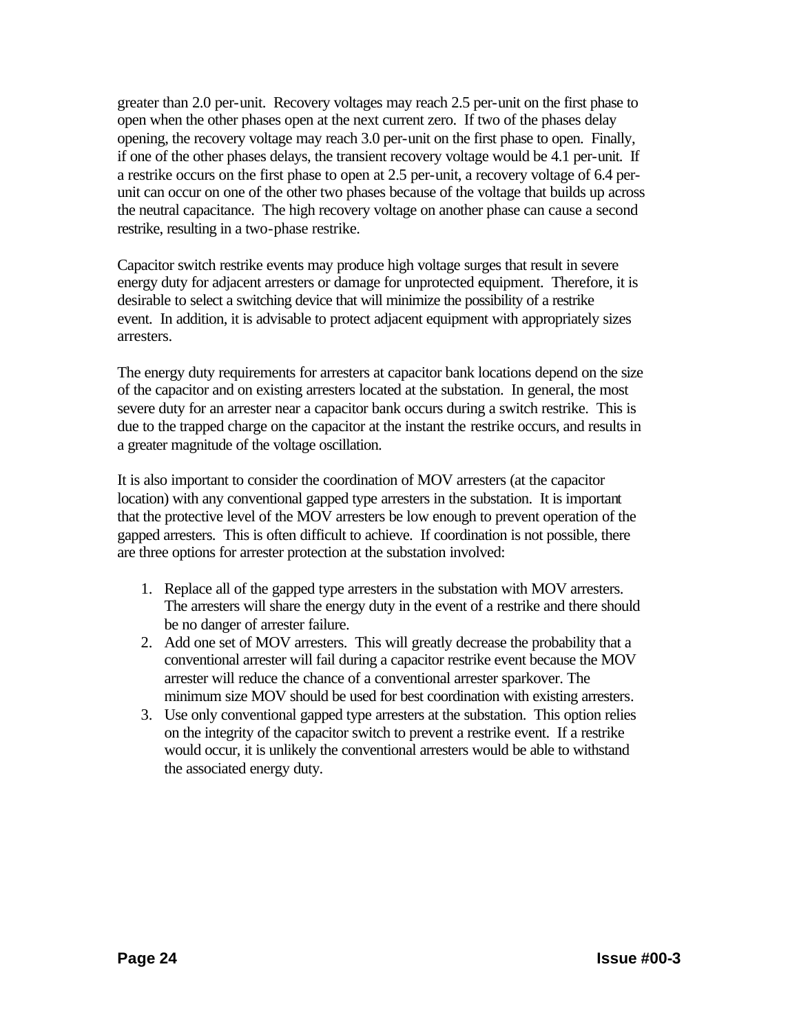greater than 2.0 per-unit. Recovery voltages may reach 2.5 per-unit on the first phase to open when the other phases open at the next current zero. If two of the phases delay opening, the recovery voltage may reach 3.0 per-unit on the first phase to open. Finally, if one of the other phases delays, the transient recovery voltage would be 4.1 per-unit. If a restrike occurs on the first phase to open at 2.5 per-unit, a recovery voltage of 6.4 per-unit can occur on one of the other two phases because of the voltage that builds up across the neutral capacitance. The high recovery voltage on another phase can cause a second restrike, resulting in a two-phase restrike.

Capacitor switch restrike events may produce high voltage surges that result in severe energy duty for adjacent arresters or damage for unprotected equipment. Therefore, it is desirable to select a switching device that will minimize the possibility of a restrike event. In addition, it is advisable to protect adjacent equipment with appropriately sizes arresters.

The energy duty requirements for arresters at capacitor bank locations depend on the size of the capacitor and on existing arresters located at the substation. In general, the most severe duty for an arrester near a capacitor bank occurs during a switch restrike. This is due to the trapped charge on the capacitor at the instant the restrike occurs, and results in a greater magnitude of the voltage oscillation.

It is also important to consider the coordination of MOV arresters (at the capacitor location) with any conventional gapped type arresters in the substation. It is important that the protective level of the MOV arresters be low enough to prevent operation of the gapped arresters. This is often difficult to achieve. If coordination is not possible, there are three options for arrester protection at the substation involved:

1. Replace all of the gapped type arresters in the substation with MOV arresters. The arresters will share the energy duty in the event of a restrike and there should be no danger of arrester failure.
2. Add one set of MOV arresters. This will greatly decrease the probability that a conventional arrester will fail during a capacitor restrike event because the MOV arrester will reduce the chance of a conventional arrester sparkover. The minimum size MOV should be used for best coordination with existing arresters.
3. Use only conventional gapped type arresters at the substation. This option relies on the integrity of the capacitor switch to prevent a restrike event. If a restrike would occur, it is unlikely the conventional arresters would be able to withstand the associated energy duty.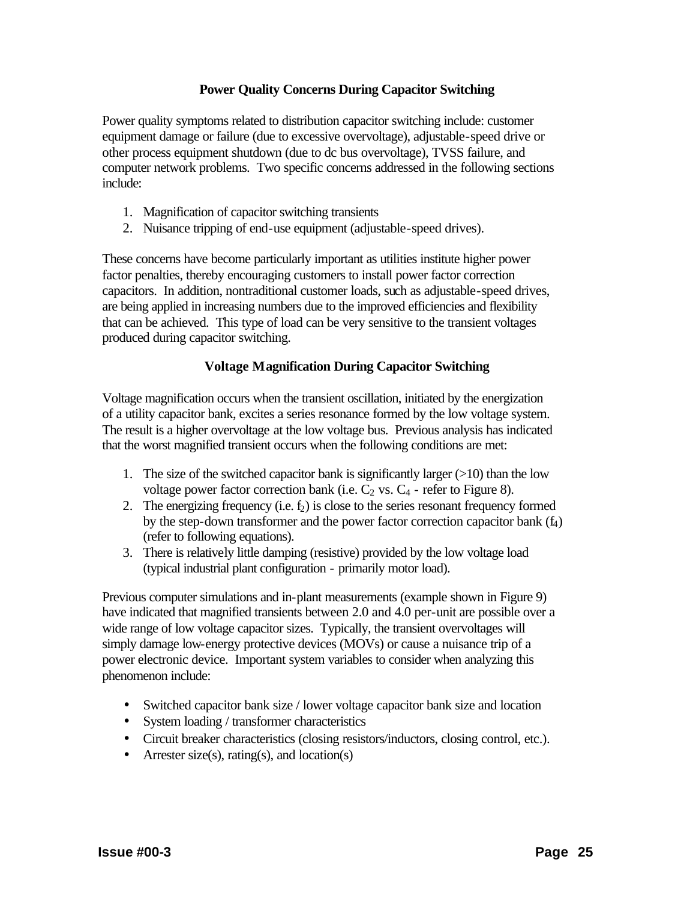## Power Quality Concerns During Capacitor Switching

Power quality symptoms related to distribution capacitor switching include: customer equipment damage or failure (due to excessive overvoltage), adjustable-speed drive or other process equipment shutdown (due to dc bus overvoltage), TVSS failure, and computer network problems. Two specific concerns addressed in the following sections include:

1. Magnification of capacitor switching transients
2. Nuisance tripping of end-use equipment (adjustable-speed drives).

These concerns have become particularly important as utilities institute higher power factor penalties, thereby encouraging customers to install power factor correction capacitors. In addition, nontraditional customer loads, such as adjustable-speed drives, are being applied in increasing numbers due to the improved efficiencies and flexibility that can be achieved. This type of load can be very sensitive to the transient voltages produced during capacitor switching.

## Voltage Magnification During Capacitor Switching

Voltage magnification occurs when the transient oscillation, initiated by the energization of a utility capacitor bank, excites a series resonance formed by the low voltage system. The result is a higher overvoltage at the low voltage bus. Previous analysis has indicated that the worst magnified transient occurs when the following conditions are met:

1. The size of the switched capacitor bank is significantly larger (>10) than the low voltage power factor correction bank (i.e. $C_2$ vs. $C_4$ - refer to Figure 8).
2. The energizing frequency (i.e. $f_2$) is close to the series resonant frequency formed by the step-down transformer and the power factor correction capacitor bank ($f_4$) (refer to following equations).
3. There is relatively little damping (resistive) provided by the low voltage load (typical industrial plant configuration - primarily motor load).

Previous computer simulations and in-plant measurements (example shown in Figure 9) have indicated that magnified transients between 2.0 and 4.0 per-unit are possible over a wide range of low voltage capacitor sizes. Typically, the transient overvoltages will simply damage low-energy protective devices (MOVs) or cause a nuisance trip of a power electronic device. Important system variables to consider when analyzing this phenomenon include:

- Switched capacitor bank size / lower voltage capacitor bank size and location
- System loading / transformer characteristics
- Circuit breaker characteristics (closing resistors/inductors, closing control, etc.).
- Arrester size(s), rating(s), and location(s)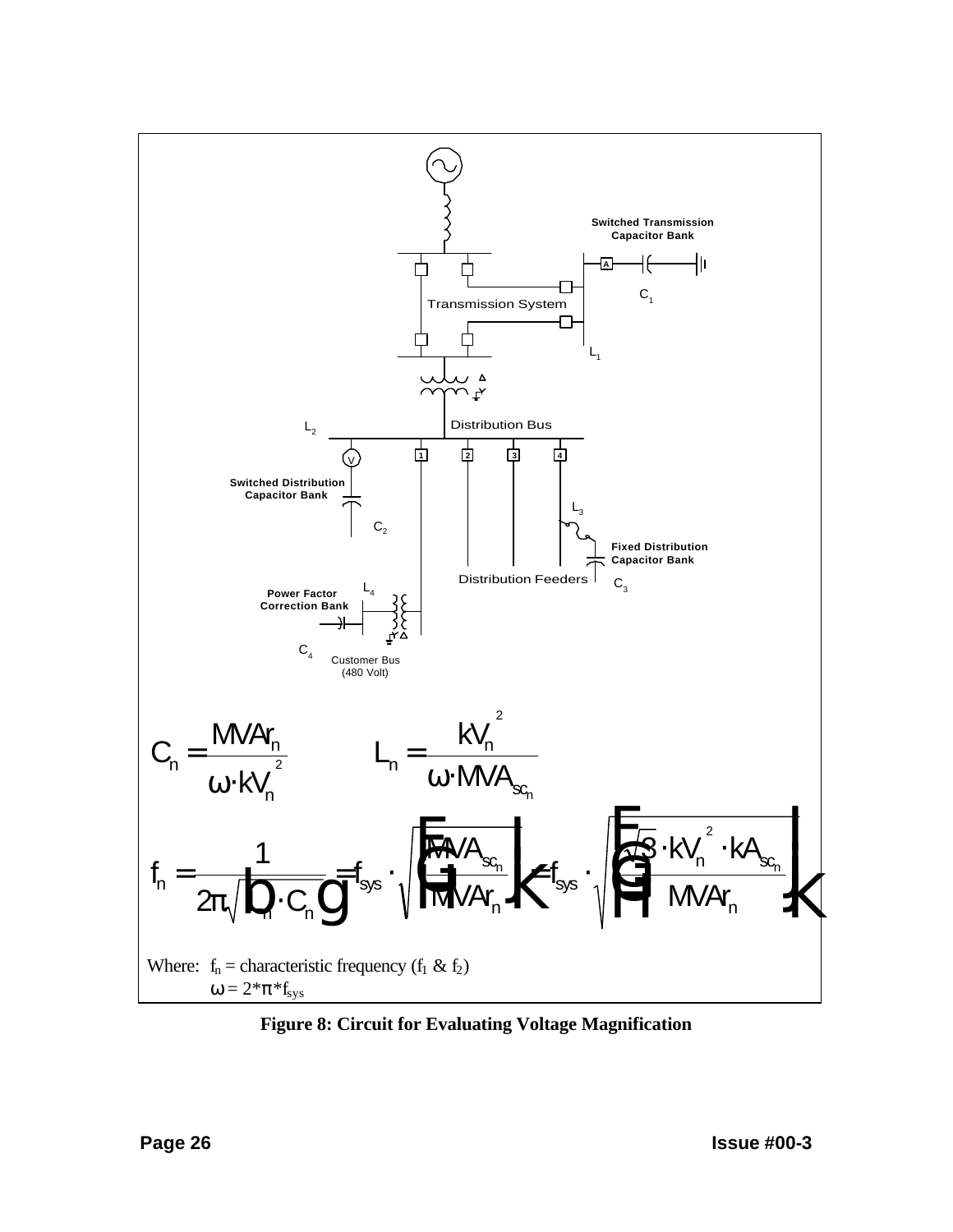Switched Transmission Capacitor Bank

$C_1$

Transmission System

$L_1$

$L_2$

Distribution Bus

Switched Distribution Capacitor Bank

$C_2$

$L_3$

Fixed Distribution Capacitor Bank

$C_3$

Distribution Feeders

Power Factor Correction Bank

$L_4$

$C_4$

Customer Bus (480 Volt)

$$C_n = \frac{MVAr_n}{\omega \cdot kV_n^2} \qquad L_n = \frac{kV_n^2}{\omega \cdot MVA_{sc_n}}$$

$$f_n = \frac{1}{2\pi\sqrt{\left(L_n \cdot C_n\right)}} = f_{sys} \cdot \sqrt{\left(\frac{MVA_{sc_n}}{MVAr_n}\right)} = f_{sys} \cdot \sqrt{\left(\frac{\sqrt{3} \cdot kV_n^2 \cdot kA_{sc_n}}{MVAr_n}\right)}$$

Where: $f_n$ = characteristic frequency ($f_1$ & $f_2$)
$\omega = 2*\pi*f_{sys}$

**Figure 8: Circuit for Evaluating Voltage Magnification**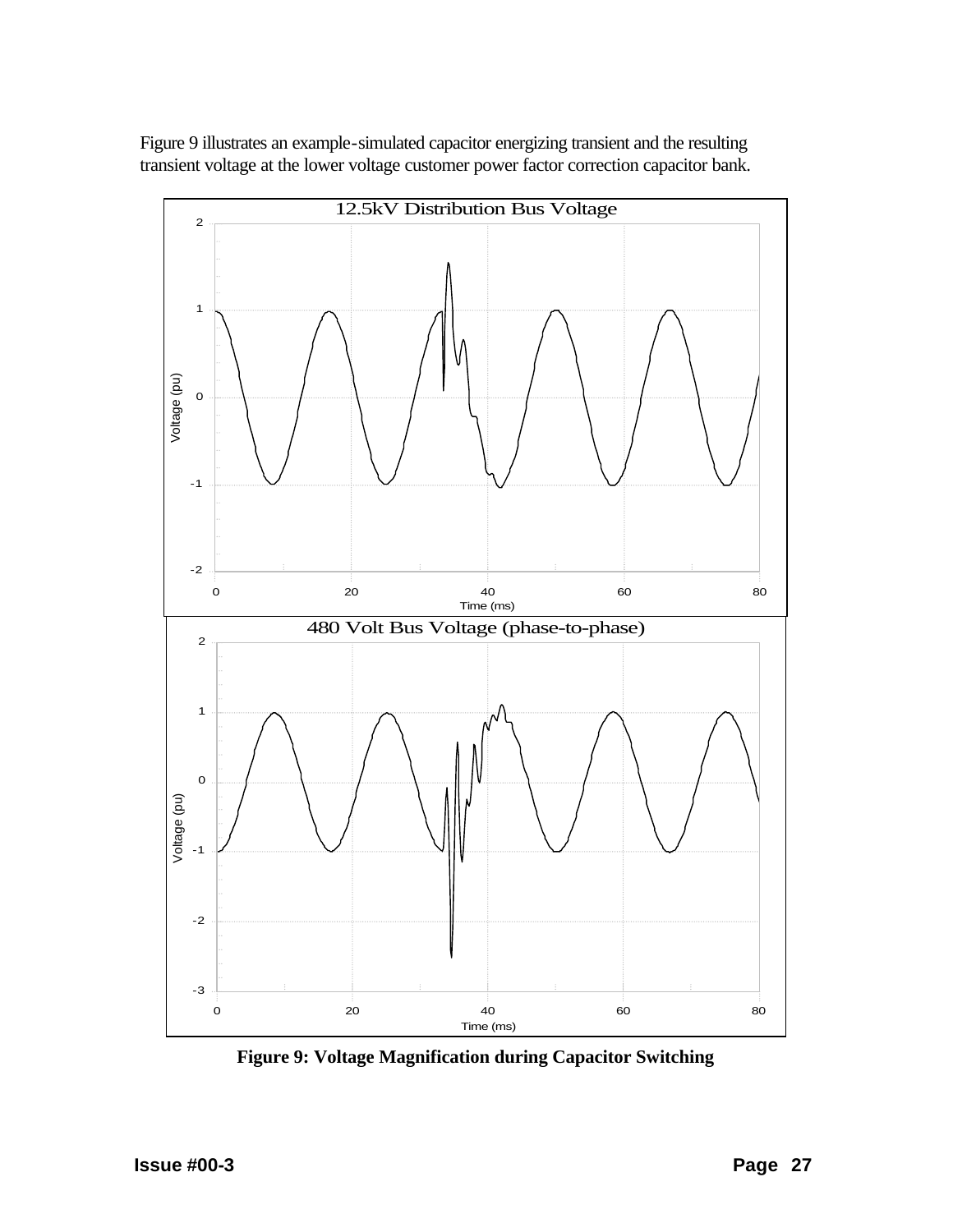Figure 9 illustrates an example-simulated capacitor energizing transient and the resulting transient voltage at the lower voltage customer power factor correction capacitor bank.

**Figure 9: Voltage Magnification during Capacitor Switching**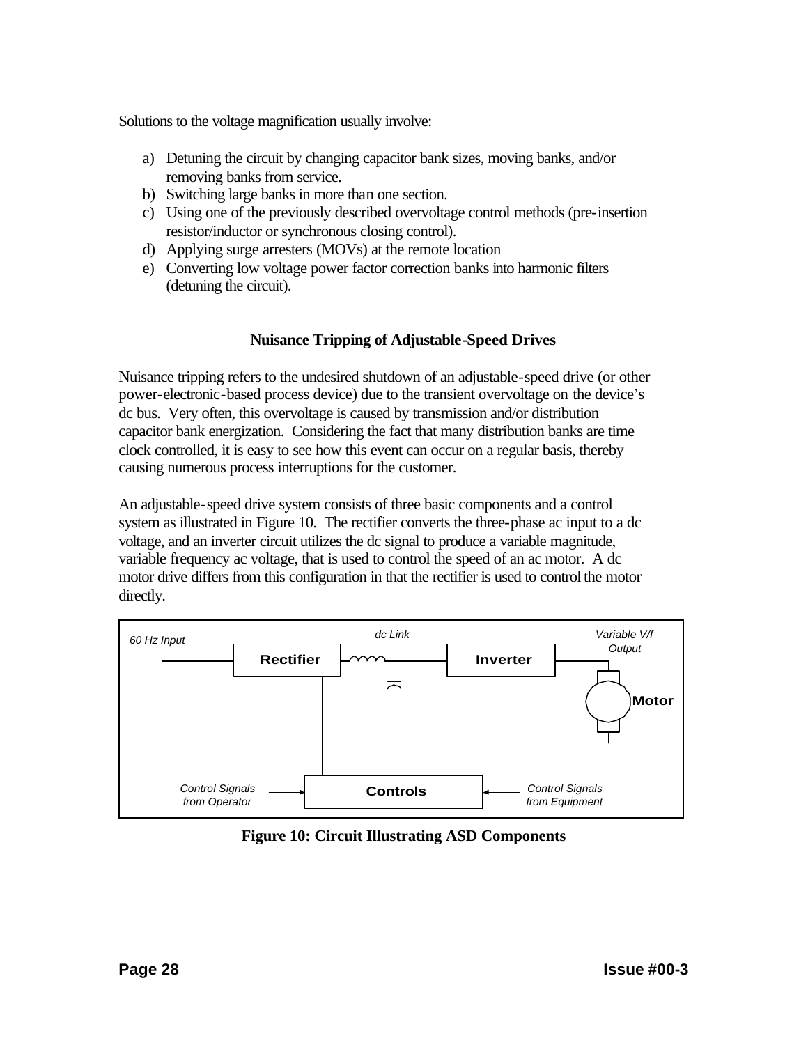Solutions to the voltage magnification usually involve:

a) Detuning the circuit by changing capacitor bank sizes, moving banks, and/or removing banks from service.
b) Switching large banks in more than one section.
c) Using one of the previously described overvoltage control methods (pre-insertion resistor/inductor or synchronous closing control).
d) Applying surge arresters (MOVs) at the remote location
e) Converting low voltage power factor correction banks into harmonic filters (detuning the circuit).

## Nuisance Tripping of Adjustable-Speed Drives

Nuisance tripping refers to the undesired shutdown of an adjustable-speed drive (or other power-electronic-based process device) due to the transient overvoltage on the device's dc bus. Very often, this overvoltage is caused by transmission and/or distribution capacitor bank energization. Considering the fact that many distribution banks are time clock controlled, it is easy to see how this event can occur on a regular basis, thereby causing numerous process interruptions for the customer.

An adjustable-speed drive system consists of three basic components and a control system as illustrated in Figure 10. The rectifier converts the three-phase ac input to a dc voltage, and an inverter circuit utilizes the dc signal to produce a variable magnitude, variable frequency ac voltage, that is used to control the speed of an ac motor. A dc motor drive differs from this configuration in that the rectifier is used to control the motor directly.

**Figure 10: Circuit Illustrating ASD Components**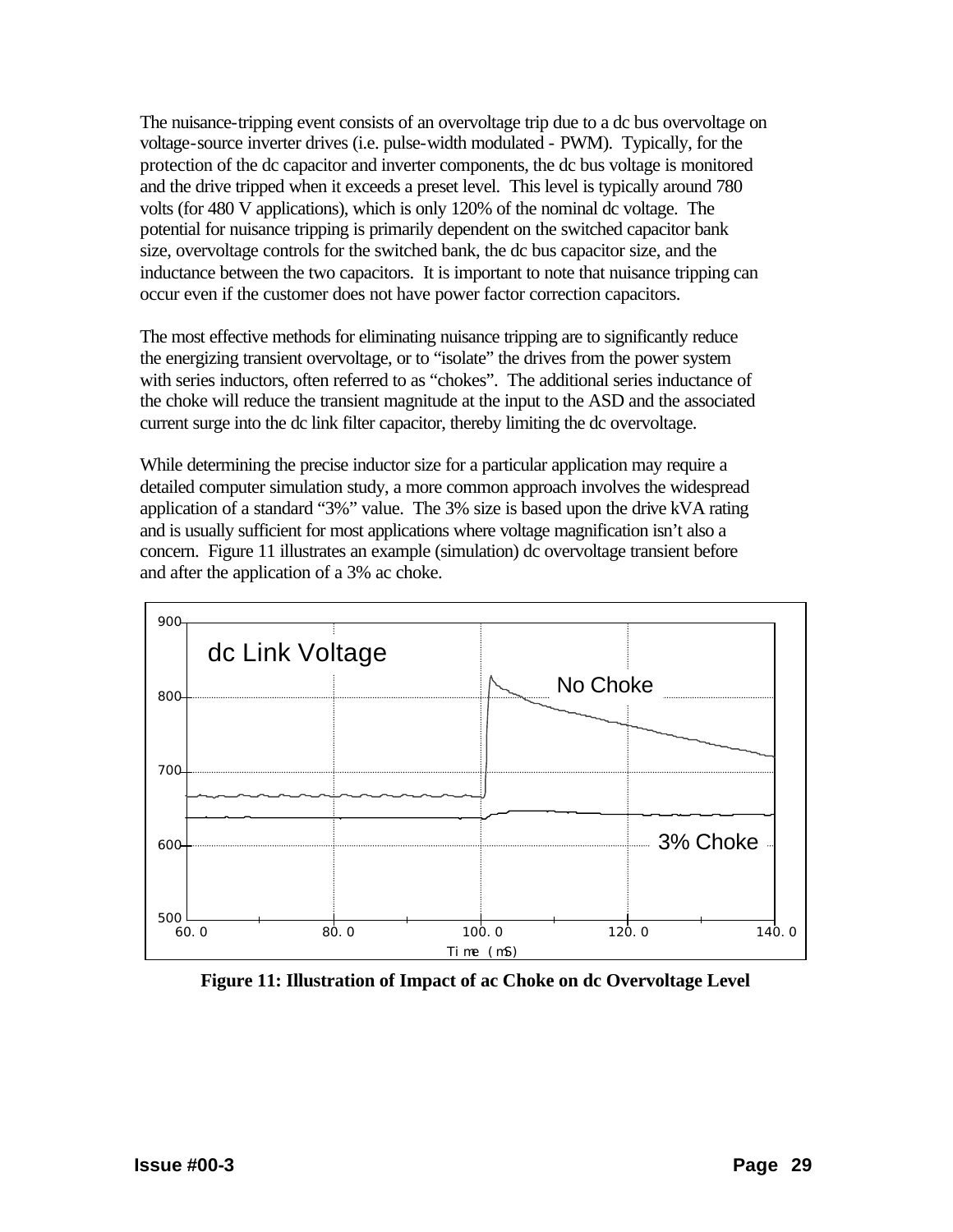The nuisance-tripping event consists of an overvoltage trip due to a dc bus overvoltage on voltage-source inverter drives (i.e. pulse-width modulated - PWM). Typically, for the protection of the dc capacitor and inverter components, the dc bus voltage is monitored and the drive tripped when it exceeds a preset level. This level is typically around 780 volts (for 480 V applications), which is only 120% of the nominal dc voltage. The potential for nuisance tripping is primarily dependent on the switched capacitor bank size, overvoltage controls for the switched bank, the dc bus capacitor size, and the inductance between the two capacitors. It is important to note that nuisance tripping can occur even if the customer does not have power factor correction capacitors.

The most effective methods for eliminating nuisance tripping are to significantly reduce the energizing transient overvoltage, or to "isolate" the drives from the power system with series inductors, often referred to as "chokes". The additional series inductance of the choke will reduce the transient magnitude at the input to the ASD and the associated current surge into the dc link filter capacitor, thereby limiting the dc overvoltage.

While determining the precise inductor size for a particular application may require a detailed computer simulation study, a more common approach involves the widespread application of a standard "3%" value. The 3% size is based upon the drive kVA rating and is usually sufficient for most applications where voltage magnification isn't also a concern. Figure 11 illustrates an example (simulation) dc overvoltage transient before and after the application of a 3% ac choke.

**Figure 11: Illustration of Impact of ac Choke on dc Overvoltage Level**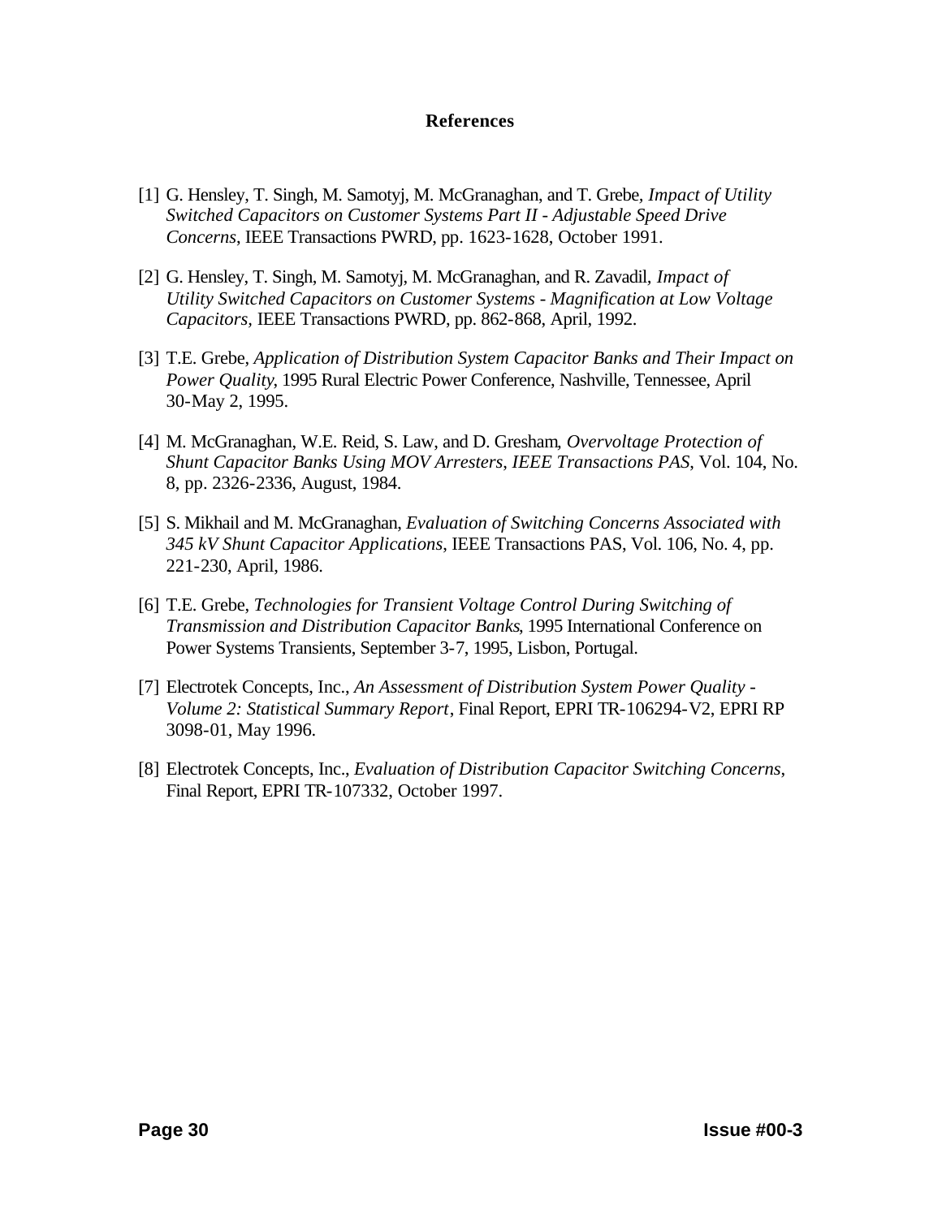## References

[1] G. Hensley, T. Singh, M. Samotyj, M. McGranaghan, and T. Grebe, *Impact of Utility Switched Capacitors on Customer Systems Part II - Adjustable Speed Drive Concerns*, IEEE Transactions PWRD, pp. 1623-1628, October 1991.

[2] G. Hensley, T. Singh, M. Samotyj, M. McGranaghan, and R. Zavadil, *Impact of Utility Switched Capacitors on Customer Systems - Magnification at Low Voltage Capacitors*, IEEE Transactions PWRD, pp. 862-868, April, 1992.

[3] T.E. Grebe, *Application of Distribution System Capacitor Banks and Their Impact on Power Quality*, 1995 Rural Electric Power Conference, Nashville, Tennessee, April 30-May 2, 1995.

[4] M. McGranaghan, W.E. Reid, S. Law, and D. Gresham, *Overvoltage Protection of Shunt Capacitor Banks Using MOV Arresters*, *IEEE Transactions PAS*, Vol. 104, No. 8, pp. 2326-2336, August, 1984.

[5] S. Mikhail and M. McGranaghan, *Evaluation of Switching Concerns Associated with 345 kV Shunt Capacitor Applications*, IEEE Transactions PAS, Vol. 106, No. 4, pp. 221-230, April, 1986.

[6] T.E. Grebe, *Technologies for Transient Voltage Control During Switching of Transmission and Distribution Capacitor Banks*, 1995 International Conference on Power Systems Transients, September 3-7, 1995, Lisbon, Portugal.

[7] Electrotek Concepts, Inc., *An Assessment of Distribution System Power Quality - Volume 2: Statistical Summary Report*, Final Report, EPRI TR-106294-V2, EPRI RP 3098-01, May 1996.

[8] Electrotek Concepts, Inc., *Evaluation of Distribution Capacitor Switching Concerns*, Final Report, EPRI TR-107332, October 1997.